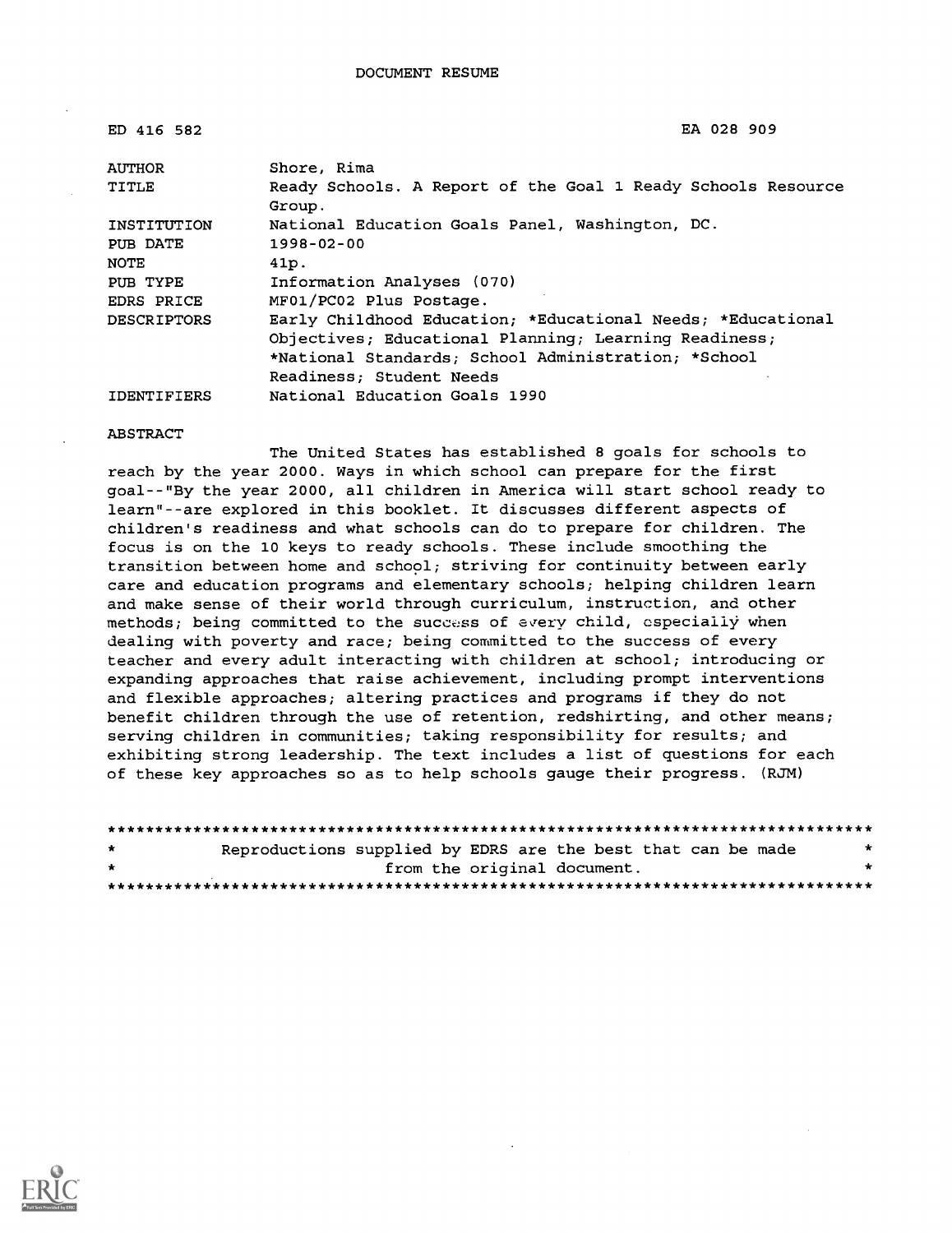DOCUMENT RESUME

| | |
|---|---|
| ED 416 582 | EA 028 909 |
| AUTHOR | Shore, Rima |
| TITLE | Ready Schools. A Report of the Goal 1 Ready Schools Resource Group. |
| INSTITUTION | National Education Goals Panel, Washington, DC. |
| PUB DATE | 1998-02-00 |
| NOTE | 41p. |
| PUB TYPE | Information Analyses (070) |
| EDRS PRICE | MF01/PC02 Plus Postage. |
| DESCRIPTORS | Early Childhood Education; *Educational Needs; *Educational Objectives; Educational Planning; Learning Readiness; *National Standards; School Administration; *School Readiness; Student Needs |
| IDENTIFIERS | National Education Goals 1990 |

ABSTRACT

The United States has established 8 goals for schools to reach by the year 2000. Ways in which school can prepare for the first goal--"By the year 2000, all children in America will start school ready to learn"--are explored in this booklet. It discusses different aspects of children's readiness and what schools can do to prepare for children. The focus is on the 10 keys to ready schools. These include smoothing the transition between home and school; striving for continuity between early care and education programs and elementary schools; helping children learn and make sense of their world through curriculum, instruction, and other methods; being committed to the success of every child, especially when dealing with poverty and race; being committed to the success of every teacher and every adult interacting with children at school; introducing or expanding approaches that raise achievement, including prompt interventions and flexible approaches; altering practices and programs if they do not benefit children through the use of retention, redshirting, and other means; serving children in communities; taking responsibility for results; and exhibiting strong leadership. The text includes a list of questions for each of these key approaches so as to help schools gauge their progress. (RJM)

********************************************************************************
* Reproductions supplied by EDRS are the best that can be made *
* from the original document. *
********************************************************************************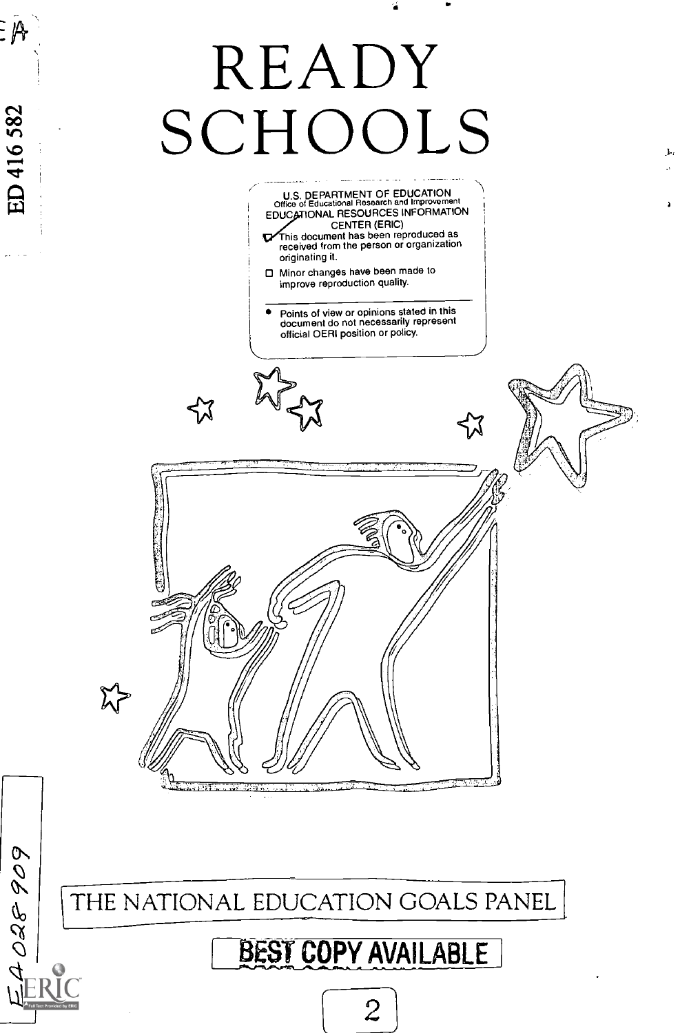# READY SCHOOLS

U.S. DEPARTMENT OF EDUCATION
Office of Educational Research and Improvement
EDUCATIONAL RESOURCES INFORMATION CENTER (ERIC)

- [x] This document has been reproduced as received from the person or organization originating it.
- [ ] Minor changes have been made to improve reproduction quality.

- Points of view or opinions stated in this document do not necessarily represent official OERI position or policy.

ED 416 582

EA 028 909

THE NATIONAL EDUCATION GOALS PANEL

BEST COPY AVAILABLE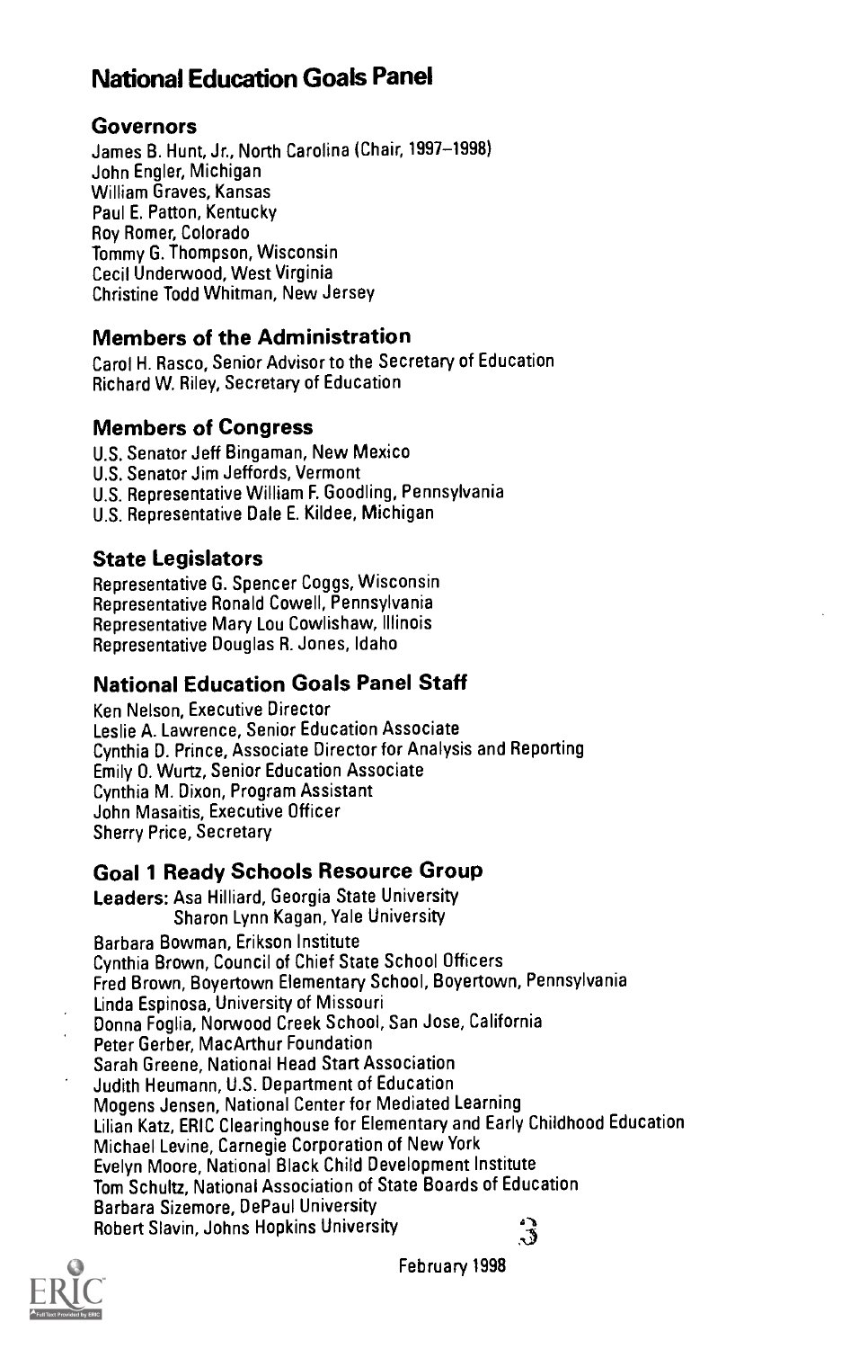# National Education Goals Panel

## Governors

James B. Hunt, Jr., North Carolina (Chair, 1997–1998)
John Engler, Michigan
William Graves, Kansas
Paul E. Patton, Kentucky
Roy Romer, Colorado
Tommy G. Thompson, Wisconsin
Cecil Underwood, West Virginia
Christine Todd Whitman, New Jersey

## Members of the Administration

Carol H. Rasco, Senior Advisor to the Secretary of Education
Richard W. Riley, Secretary of Education

## Members of Congress

U.S. Senator Jeff Bingaman, New Mexico
U.S. Senator Jim Jeffords, Vermont
U.S. Representative William F. Goodling, Pennsylvania
U.S. Representative Dale E. Kildee, Michigan

## State Legislators

Representative G. Spencer Coggs, Wisconsin
Representative Ronald Cowell, Pennsylvania
Representative Mary Lou Cowlishaw, Illinois
Representative Douglas R. Jones, Idaho

## National Education Goals Panel Staff

Ken Nelson, Executive Director
Leslie A. Lawrence, Senior Education Associate
Cynthia D. Prince, Associate Director for Analysis and Reporting
Emily O. Wurtz, Senior Education Associate
Cynthia M. Dixon, Program Assistant
John Masaitis, Executive Officer
Sherry Price, Secretary

## Goal 1 Ready Schools Resource Group

**Leaders:** Asa Hilliard, Georgia State University
Sharon Lynn Kagan, Yale University

Barbara Bowman, Erikson Institute
Cynthia Brown, Council of Chief State School Officers
Fred Brown, Boyertown Elementary School, Boyertown, Pennsylvania
Linda Espinosa, University of Missouri
Donna Foglia, Norwood Creek School, San Jose, California
Peter Gerber, MacArthur Foundation
Sarah Greene, National Head Start Association
Judith Heumann, U.S. Department of Education
Mogens Jensen, National Center for Mediated Learning
Lilian Katz, ERIC Clearinghouse for Elementary and Early Childhood Education
Michael Levine, Carnegie Corporation of New York
Evelyn Moore, National Black Child Development Institute
Tom Schultz, National Association of State Boards of Education
Barbara Sizemore, DePaul University
Robert Slavin, Johns Hopkins University

February 1998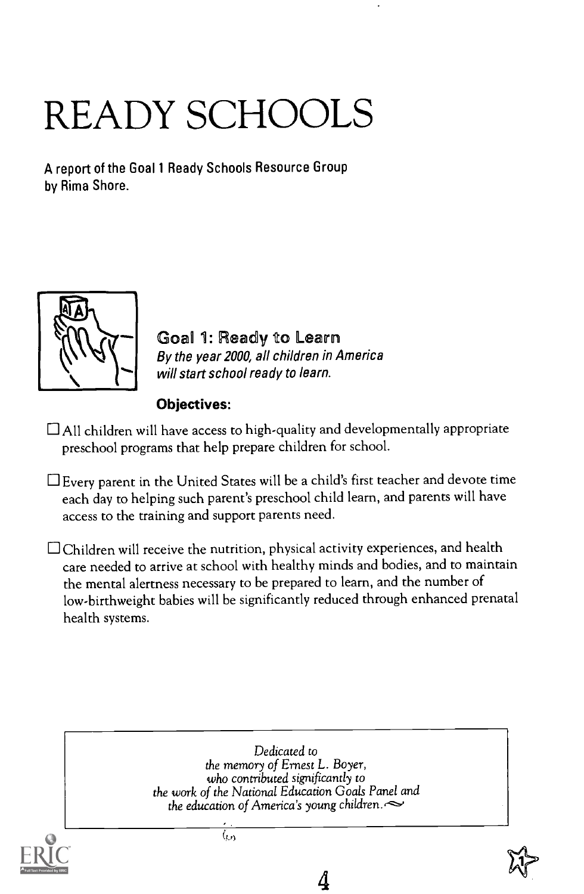# READY SCHOOLS

A report of the Goal 1 Ready Schools Resource Group by Rima Shore.

**Goal 1: Ready to Learn**

*By the year 2000, all children in America will start school ready to learn.*

**Objectives:**

- ☐ All children will have access to high-quality and developmentally appropriate preschool programs that help prepare children for school.
- ☐ Every parent in the United States will be a child's first teacher and devote time each day to helping such parent's preschool child learn, and parents will have access to the training and support parents need.
- ☐ Children will receive the nutrition, physical activity experiences, and health care needed to arrive at school with healthy minds and bodies, and to maintain the mental alertness necessary to be prepared to learn, and the number of low-birthweight babies will be significantly reduced through enhanced prenatal health systems.

*Dedicated to the memory of Ernest L. Boyer, who contributed significantly to the work of the National Education Goals Panel and the education of America's young children.*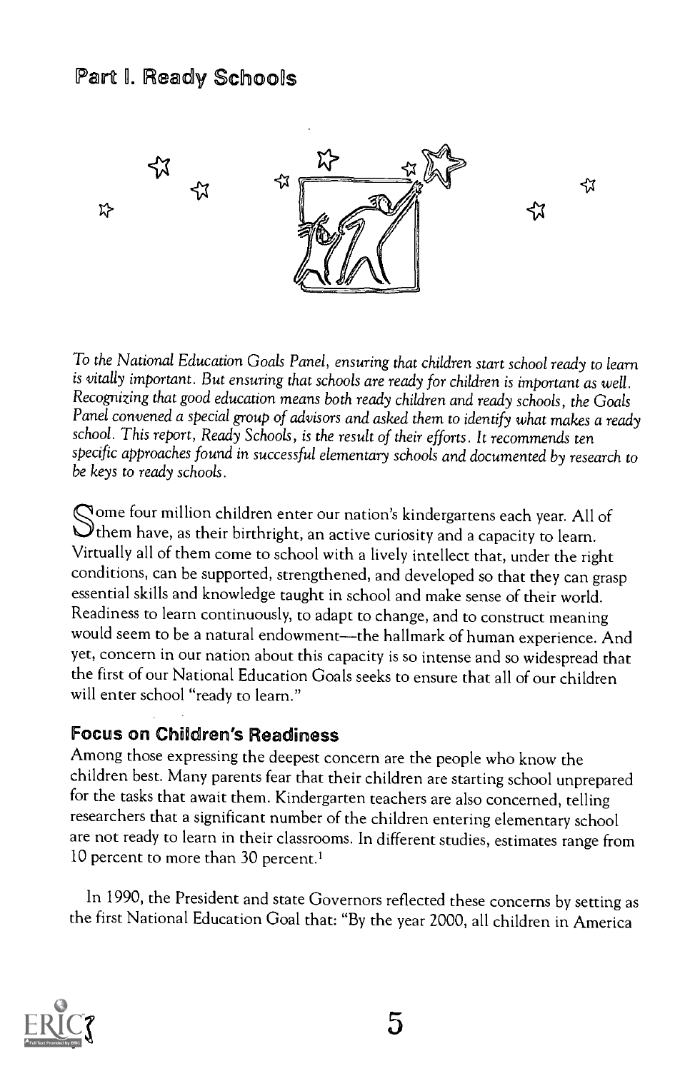## Part I. Ready Schools

*To the National Education Goals Panel, ensuring that children start school ready to learn is vitally important. But ensuring that schools are ready for children is important as well. Recognizing that good education means both ready children and ready schools, the Goals Panel convened a special group of advisors and asked them to identify what makes a ready school. This report, Ready Schools, is the result of their efforts. It recommends ten specific approaches found in successful elementary schools and documented by research to be keys to ready schools.*

Some four million children enter our nation's kindergartens each year. All of them have, as their birthright, an active curiosity and a capacity to learn. Virtually all of them come to school with a lively intellect that, under the right conditions, can be supported, strengthened, and developed so that they can grasp essential skills and knowledge taught in school and make sense of their world. Readiness to learn continuously, to adapt to change, and to construct meaning would seem to be a natural endowment—the hallmark of human experience. And yet, concern in our nation about this capacity is so intense and so widespread that the first of our National Education Goals seeks to ensure that all of our children will enter school "ready to learn."

### Focus on Children's Readiness

Among those expressing the deepest concern are the people who know the children best. Many parents fear that their children are starting school unprepared for the tasks that await them. Kindergarten teachers are also concerned, telling researchers that a significant number of the children entering elementary school are not ready to learn in their classrooms. In different studies, estimates range from 10 percent to more than 30 percent.[1]

In 1990, the President and state Governors reflected these concerns by setting as the first National Education Goal that: "By the year 2000, all children in America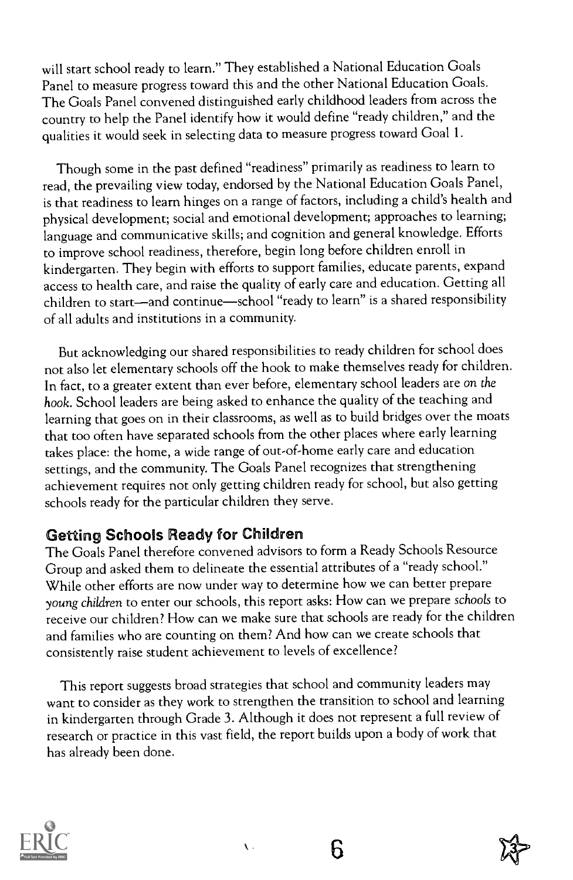will start school ready to learn." They established a National Education Goals Panel to measure progress toward this and the other National Education Goals. The Goals Panel convened distinguished early childhood leaders from across the country to help the Panel identify how it would define "ready children," and the qualities it would seek in selecting data to measure progress toward Goal 1.

Though some in the past defined "readiness" primarily as readiness to learn to read, the prevailing view today, endorsed by the National Education Goals Panel, is that readiness to learn hinges on a range of factors, including a child's health and physical development; social and emotional development; approaches to learning; language and communicative skills; and cognition and general knowledge. Efforts to improve school readiness, therefore, begin long before children enroll in kindergarten. They begin with efforts to support families, educate parents, expand access to health care, and raise the quality of early care and education. Getting all children to start—and continue—school "ready to learn" is a shared responsibility of all adults and institutions in a community.

But acknowledging our shared responsibilities to ready children for school does not also let elementary schools off the hook to make themselves ready for children. In fact, to a greater extent than ever before, elementary school leaders are *on the hook*. School leaders are being asked to enhance the quality of the teaching and learning that goes on in their classrooms, as well as to build bridges over the moats that too often have separated schools from the other places where early learning takes place: the home, a wide range of out-of-home early care and education settings, and the community. The Goals Panel recognizes that strengthening achievement requires not only getting children ready for school, but also getting schools ready for the particular children they serve.

## Getting Schools Ready for Children

The Goals Panel therefore convened advisors to form a Ready Schools Resource Group and asked them to delineate the essential attributes of a "ready school." While other efforts are now under way to determine how we can better prepare *young children* to enter our schools, this report asks: How can we prepare *schools* to receive our children? How can we make sure that schools are ready for the children and families who are counting on them? And how can we create schools that consistently raise student achievement to levels of excellence?

This report suggests broad strategies that school and community leaders may want to consider as they work to strengthen the transition to school and learning in kindergarten through Grade 3. Although it does not represent a full review of research or practice in this vast field, the report builds upon a body of work that has already been done.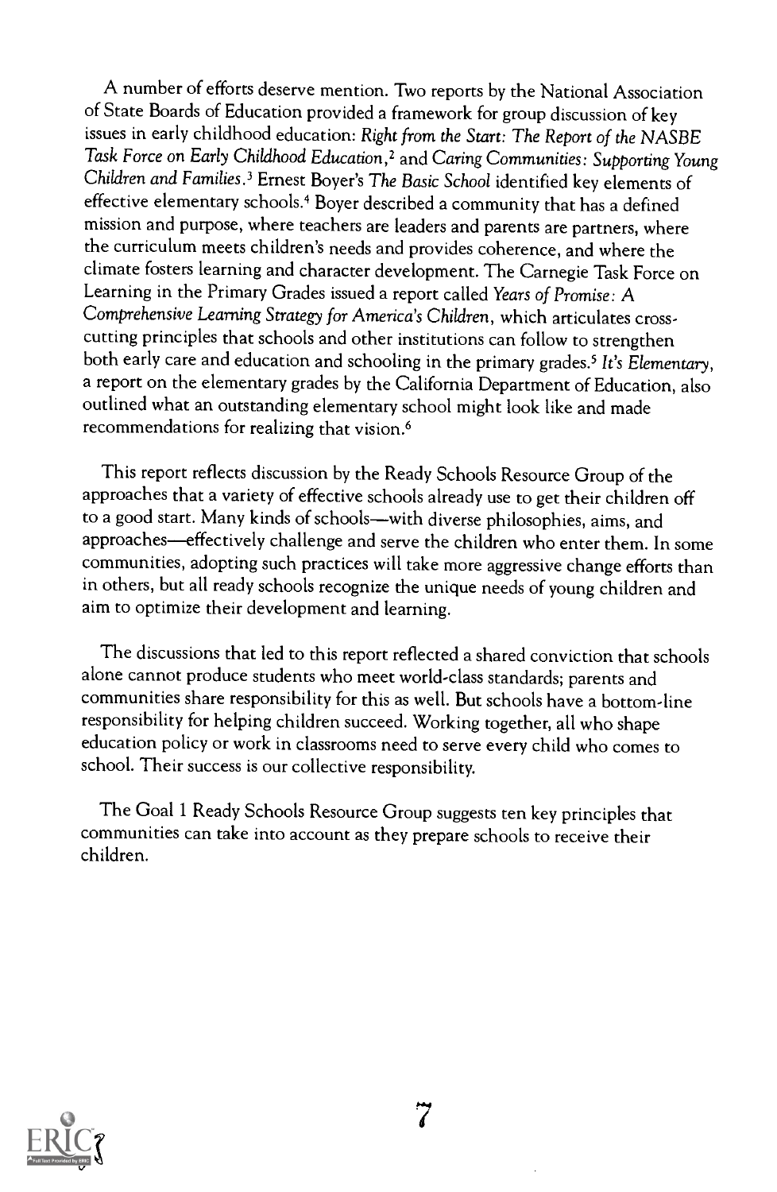A number of efforts deserve mention. Two reports by the National Association of State Boards of Education provided a framework for group discussion of key issues in early childhood education: *Right from the Start: The Report of the NASBE Task Force on Early Childhood Education*,[2] and *Caring Communities: Supporting Young Children and Families*.[3] Ernest Boyer's *The Basic School* identified key elements of effective elementary schools.[4] Boyer described a community that has a defined mission and purpose, where teachers are leaders and parents are partners, where the curriculum meets children's needs and provides coherence, and where the climate fosters learning and character development. The Carnegie Task Force on Learning in the Primary Grades issued a report called *Years of Promise: A Comprehensive Learning Strategy for America's Children*, which articulates cross-cutting principles that schools and other institutions can follow to strengthen both early care and education and schooling in the primary grades.[5] *It's Elementary*, a report on the elementary grades by the California Department of Education, also outlined what an outstanding elementary school might look like and made recommendations for realizing that vision.[6]

This report reflects discussion by the Ready Schools Resource Group of the approaches that a variety of effective schools already use to get their children off to a good start. Many kinds of schools—with diverse philosophies, aims, and approaches—effectively challenge and serve the children who enter them. In some communities, adopting such practices will take more aggressive change efforts than in others, but all ready schools recognize the unique needs of young children and aim to optimize their development and learning.

The discussions that led to this report reflected a shared conviction that schools alone cannot produce students who meet world-class standards; parents and communities share responsibility for this as well. But schools have a bottom-line responsibility for helping children succeed. Working together, all who shape education policy or work in classrooms need to serve every child who comes to school. Their success is our collective responsibility.

The Goal 1 Ready Schools Resource Group suggests ten key principles that communities can take into account as they prepare schools to receive their children.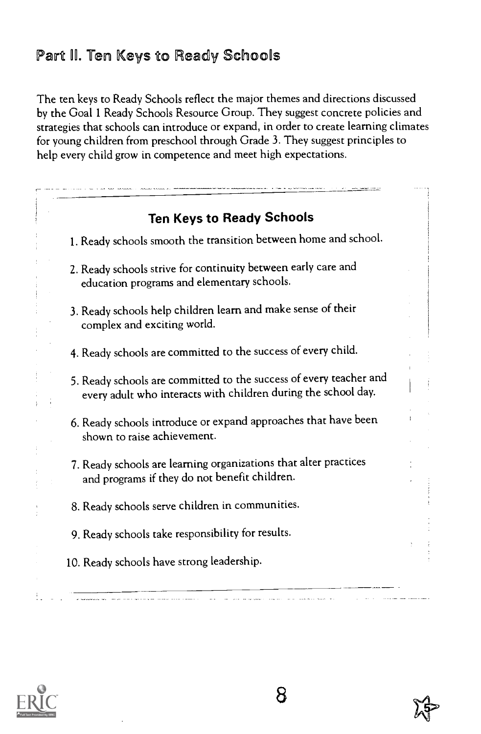## Part II. Ten Keys to Ready Schools

The ten keys to Ready Schools reflect the major themes and directions discussed by the Goal 1 Ready Schools Resource Group. They suggest concrete policies and strategies that schools can introduce or expand, in order to create learning climates for young children from preschool through Grade 3. They suggest principles to help every child grow in competence and meet high expectations.

### Ten Keys to Ready Schools

1. Ready schools smooth the transition between home and school.
2. Ready schools strive for continuity between early care and education programs and elementary schools.
3. Ready schools help children learn and make sense of their complex and exciting world.
4. Ready schools are committed to the success of every child.
5. Ready schools are committed to the success of every teacher and every adult who interacts with children during the school day.
6. Ready schools introduce or expand approaches that have been shown to raise achievement.
7. Ready schools are learning organizations that alter practices and programs if they do not benefit children.
8. Ready schools serve children in communities.
9. Ready schools take responsibility for results.
10. Ready schools have strong leadership.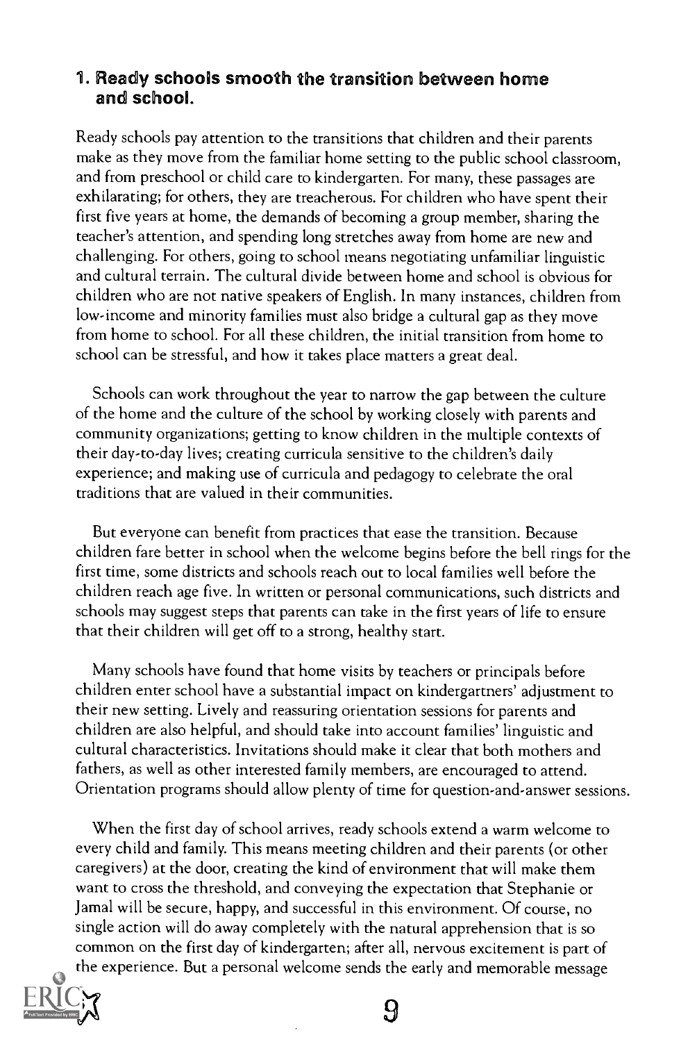## 1. Ready schools smooth the transition between home and school.

Ready schools pay attention to the transitions that children and their parents make as they move from the familiar home setting to the public school classroom, and from preschool or child care to kindergarten. For many, these passages are exhilarating; for others, they are treacherous. For children who have spent their first five years at home, the demands of becoming a group member, sharing the teacher's attention, and spending long stretches away from home are new and challenging. For others, going to school means negotiating unfamiliar linguistic and cultural terrain. The cultural divide between home and school is obvious for children who are not native speakers of English. In many instances, children from low-income and minority families must also bridge a cultural gap as they move from home to school. For all these children, the initial transition from home to school can be stressful, and how it takes place matters a great deal.

Schools can work throughout the year to narrow the gap between the culture of the home and the culture of the school by working closely with parents and community organizations; getting to know children in the multiple contexts of their day-to-day lives; creating curricula sensitive to the children's daily experience; and making use of curricula and pedagogy to celebrate the oral traditions that are valued in their communities.

But everyone can benefit from practices that ease the transition. Because children fare better in school when the welcome begins before the bell rings for the first time, some districts and schools reach out to local families well before the children reach age five. In written or personal communications, such districts and schools may suggest steps that parents can take in the first years of life to ensure that their children will get off to a strong, healthy start.

Many schools have found that home visits by teachers or principals before children enter school have a substantial impact on kindergartners' adjustment to their new setting. Lively and reassuring orientation sessions for parents and children are also helpful, and should take into account families' linguistic and cultural characteristics. Invitations should make it clear that both mothers and fathers, as well as other interested family members, are encouraged to attend. Orientation programs should allow plenty of time for question-and-answer sessions.

When the first day of school arrives, ready schools extend a warm welcome to every child and family. This means meeting children and their parents (or other caregivers) at the door, creating the kind of environment that will make them want to cross the threshold, and conveying the expectation that Stephanie or Jamal will be secure, happy, and successful in this environment. Of course, no single action will do away completely with the natural apprehension that is so common on the first day of kindergarten; after all, nervous excitement is part of the experience. But a personal welcome sends the early and memorable message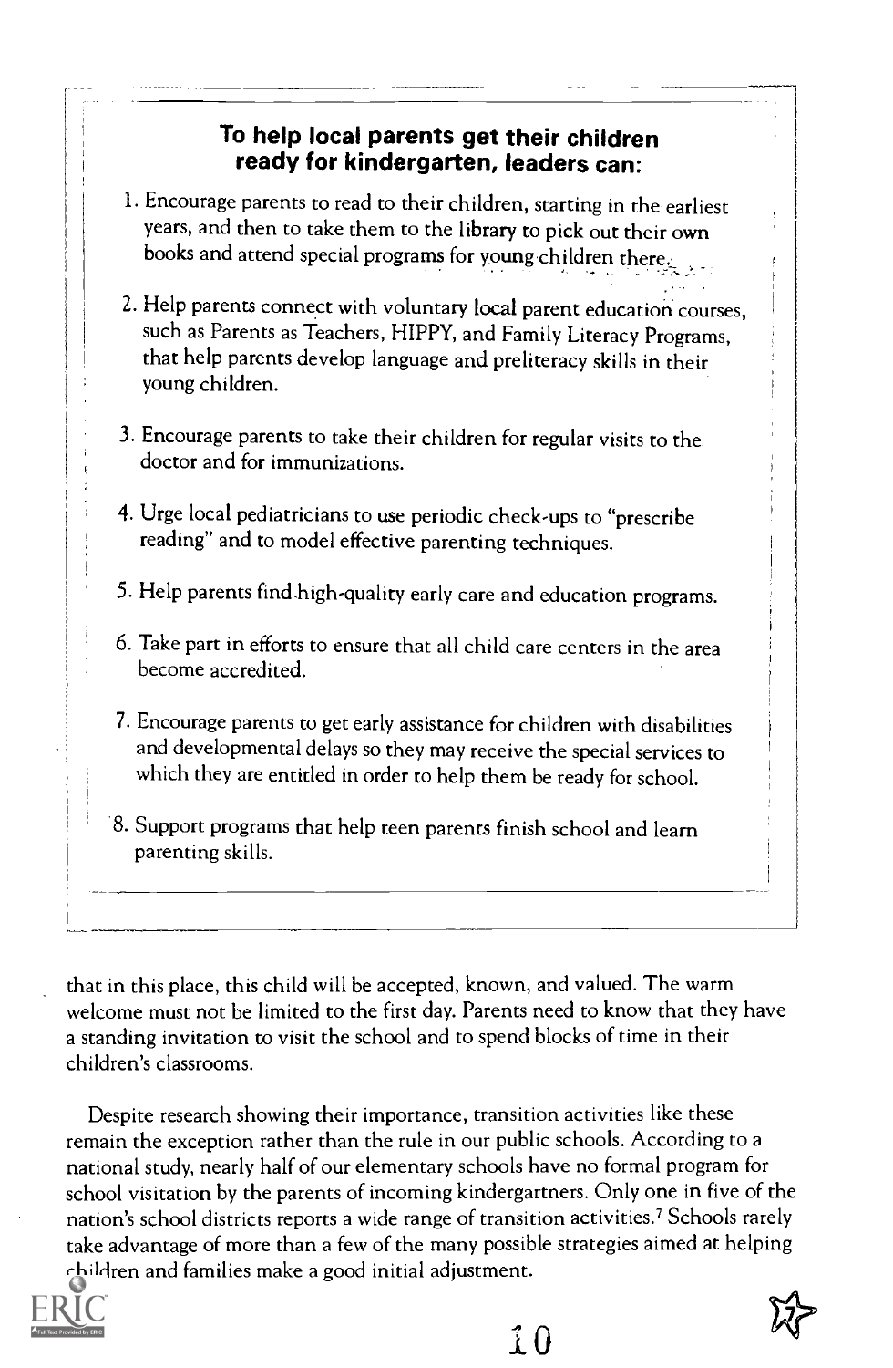**To help local parents get their children ready for kindergarten, leaders can:**

1. Encourage parents to read to their children, starting in the earliest years, and then to take them to the library to pick out their own books and attend special programs for young children there.

2. Help parents connect with voluntary local parent education courses, such as Parents as Teachers, HIPPY, and Family Literacy Programs, that help parents develop language and preliteracy skills in their young children.

3. Encourage parents to take their children for regular visits to the doctor and for immunizations.

4. Urge local pediatricians to use periodic check-ups to "prescribe reading" and to model effective parenting techniques.

5. Help parents find high-quality early care and education programs.

6. Take part in efforts to ensure that all child care centers in the area become accredited.

7. Encourage parents to get early assistance for children with disabilities and developmental delays so they may receive the special services to which they are entitled in order to help them be ready for school.

8. Support programs that help teen parents finish school and learn parenting skills.

that in this place, this child will be accepted, known, and valued. The warm welcome must not be limited to the first day. Parents need to know that they have a standing invitation to visit the school and to spend blocks of time in their children's classrooms.

Despite research showing their importance, transition activities like these remain the exception rather than the rule in our public schools. According to a national study, nearly half of our elementary schools have no formal program for school visitation by the parents of incoming kindergartners. Only one in five of the nation's school districts reports a wide range of transition activities.[7] Schools rarely take advantage of more than a few of the many possible strategies aimed at helping children and families make a good initial adjustment.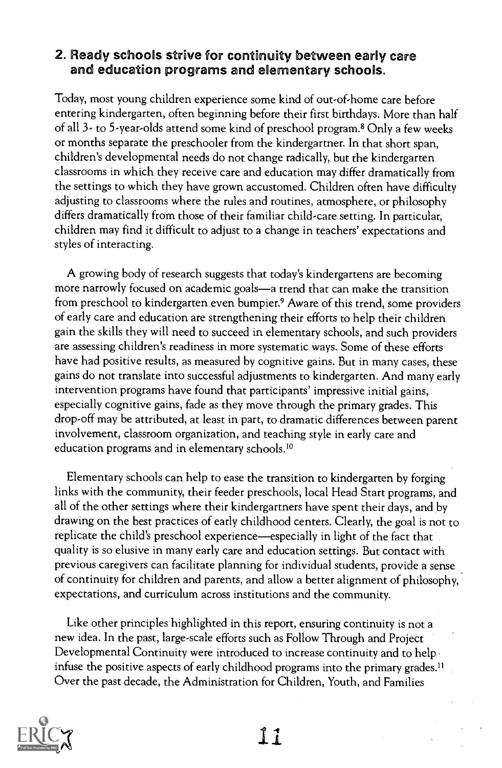## 2. Ready schools strive for continuity between early care and education programs and elementary schools.

Today, most young children experience some kind of out-of-home care before entering kindergarten, often beginning before their first birthdays. More than half of all 3- to 5-year-olds attend some kind of preschool program.[8] Only a few weeks or months separate the preschooler from the kindergartner. In that short span, children's developmental needs do not change radically, but the kindergarten classrooms in which they receive care and education may differ dramatically from the settings to which they have grown accustomed. Children often have difficulty adjusting to classrooms where the rules and routines, atmosphere, or philosophy differs dramatically from those of their familiar child-care setting. In particular, children may find it difficult to adjust to a change in teachers' expectations and styles of interacting.

A growing body of research suggests that today's kindergartens are becoming more narrowly focused on academic goals—a trend that can make the transition from preschool to kindergarten even bumpier.[9] Aware of this trend, some providers of early care and education are strengthening their efforts to help their children gain the skills they will need to succeed in elementary schools, and such providers are assessing children's readiness in more systematic ways. Some of these efforts have had positive results, as measured by cognitive gains. But in many cases, these gains do not translate into successful adjustments to kindergarten. And many early intervention programs have found that participants' impressive initial gains, especially cognitive gains, fade as they move through the primary grades. This drop-off may be attributed, at least in part, to dramatic differences between parent involvement, classroom organization, and teaching style in early care and education programs and in elementary schools.[10]

Elementary schools can help to ease the transition to kindergarten by forging links with the community, their feeder preschools, local Head Start programs, and all of the other settings where their kindergartners have spent their days, and by drawing on the best practices of early childhood centers. Clearly, the goal is not to replicate the child's preschool experience—especially in light of the fact that quality is so elusive in many early care and education settings. But contact with previous caregivers can facilitate planning for individual students, provide a sense of continuity for children and parents, and allow a better alignment of philosophy, expectations, and curriculum across institutions and the community.

Like other principles highlighted in this report, ensuring continuity is not a new idea. In the past, large-scale efforts such as Follow Through and Project Developmental Continuity were introduced to increase continuity and to help infuse the positive aspects of early childhood programs into the primary grades.[11] Over the past decade, the Administration for Children, Youth, and Families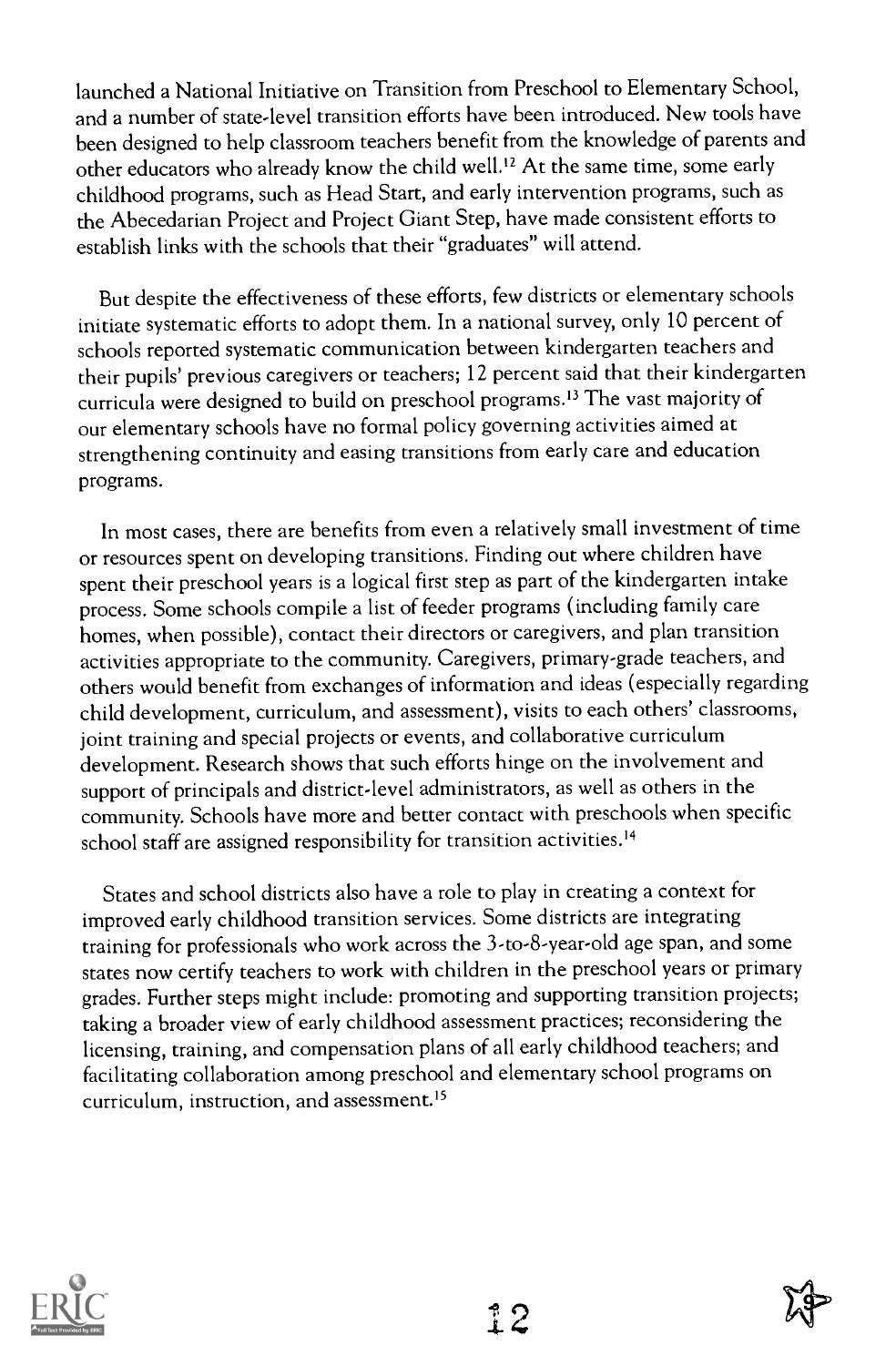launched a National Initiative on Transition from Preschool to Elementary School, and a number of state-level transition efforts have been introduced. New tools have been designed to help classroom teachers benefit from the knowledge of parents and other educators who already know the child well.[12] At the same time, some early childhood programs, such as Head Start, and early intervention programs, such as the Abecedarian Project and Project Giant Step, have made consistent efforts to establish links with the schools that their "graduates" will attend.

But despite the effectiveness of these efforts, few districts or elementary schools initiate systematic efforts to adopt them. In a national survey, only 10 percent of schools reported systematic communication between kindergarten teachers and their pupils' previous caregivers or teachers; 12 percent said that their kindergarten curricula were designed to build on preschool programs.[13] The vast majority of our elementary schools have no formal policy governing activities aimed at strengthening continuity and easing transitions from early care and education programs.

In most cases, there are benefits from even a relatively small investment of time or resources spent on developing transitions. Finding out where children have spent their preschool years is a logical first step as part of the kindergarten intake process. Some schools compile a list of feeder programs (including family care homes, when possible), contact their directors or caregivers, and plan transition activities appropriate to the community. Caregivers, primary-grade teachers, and others would benefit from exchanges of information and ideas (especially regarding child development, curriculum, and assessment), visits to each others' classrooms, joint training and special projects or events, and collaborative curriculum development. Research shows that such efforts hinge on the involvement and support of principals and district-level administrators, as well as others in the community. Schools have more and better contact with preschools when specific school staff are assigned responsibility for transition activities.[14]

States and school districts also have a role to play in creating a context for improved early childhood transition services. Some districts are integrating training for professionals who work across the 3-to-8-year-old age span, and some states now certify teachers to work with children in the preschool years or primary grades. Further steps might include: promoting and supporting transition projects; taking a broader view of early childhood assessment practices; reconsidering the licensing, training, and compensation plans of all early childhood teachers; and facilitating collaboration among preschool and elementary school programs on curriculum, instruction, and assessment.[15]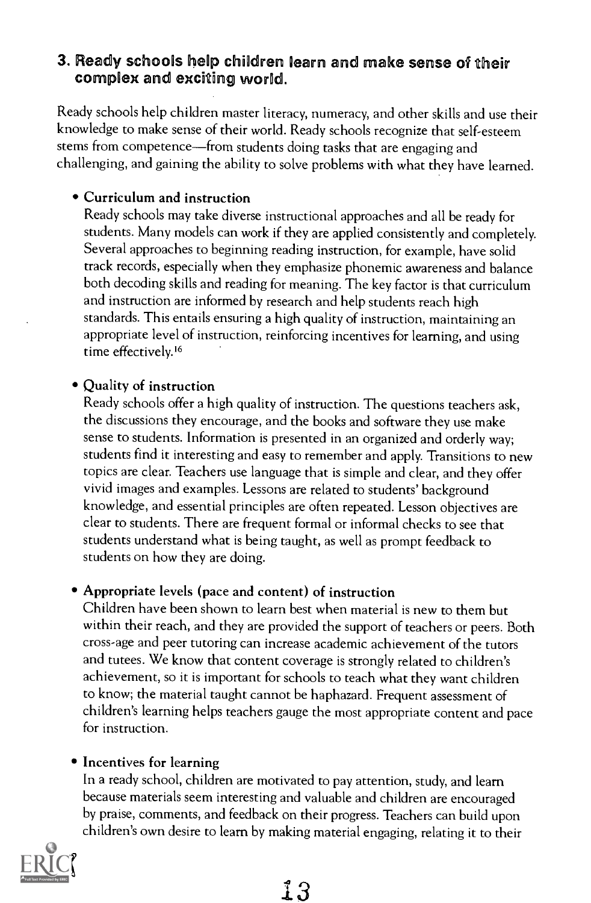### 3. Ready schools help children learn and make sense of their complex and exciting world.

Ready schools help children master literacy, numeracy, and other skills and use their knowledge to make sense of their world. Ready schools recognize that self-esteem stems from competence—from students doing tasks that are engaging and challenging, and gaining the ability to solve problems with what they have learned.

- **Curriculum and instruction**
  Ready schools may take diverse instructional approaches and all be ready for students. Many models can work if they are applied consistently and completely. Several approaches to beginning reading instruction, for example, have solid track records, especially when they emphasize phonemic awareness and balance both decoding skills and reading for meaning. The key factor is that curriculum and instruction are informed by research and help students reach high standards. This entails ensuring a high quality of instruction, maintaining an appropriate level of instruction, reinforcing incentives for learning, and using time effectively.[16]

- **Quality of instruction**
  Ready schools offer a high quality of instruction. The questions teachers ask, the discussions they encourage, and the books and software they use make sense to students. Information is presented in an organized and orderly way; students find it interesting and easy to remember and apply. Transitions to new topics are clear. Teachers use language that is simple and clear, and they offer vivid images and examples. Lessons are related to students' background knowledge, and essential principles are often repeated. Lesson objectives are clear to students. There are frequent formal or informal checks to see that students understand what is being taught, as well as prompt feedback to students on how they are doing.

- **Appropriate levels (pace and content) of instruction**
  Children have been shown to learn best when material is new to them but within their reach, and they are provided the support of teachers or peers. Both cross-age and peer tutoring can increase academic achievement of the tutors and tutees. We know that content coverage is strongly related to children's achievement, so it is important for schools to teach what they want children to know; the material taught cannot be haphazard. Frequent assessment of children's learning helps teachers gauge the most appropriate content and pace for instruction.

- **Incentives for learning**
  In a ready school, children are motivated to pay attention, study, and learn because materials seem interesting and valuable and children are encouraged by praise, comments, and feedback on their progress. Teachers can build upon children's own desire to learn by making material engaging, relating it to their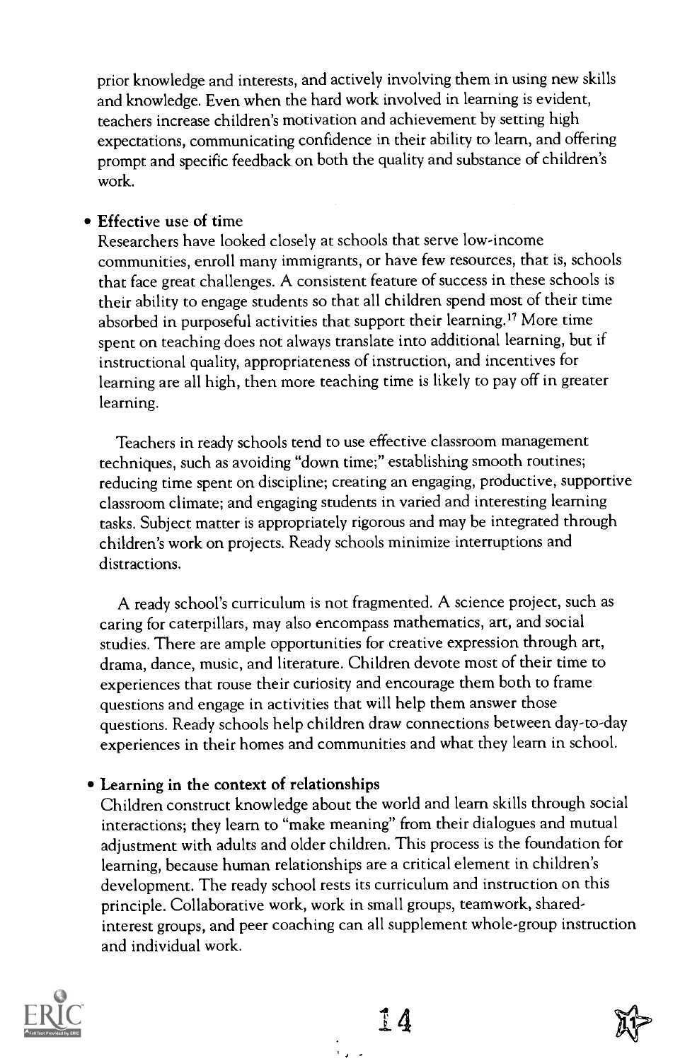prior knowledge and interests, and actively involving them in using new skills and knowledge. Even when the hard work involved in learning is evident, teachers increase children's motivation and achievement by setting high expectations, communicating confidence in their ability to learn, and offering prompt and specific feedback on both the quality and substance of children's work.

- **Effective use of time**

  Researchers have looked closely at schools that serve low-income communities, enroll many immigrants, or have few resources, that is, schools that face great challenges. A consistent feature of success in these schools is their ability to engage students so that all children spend most of their time absorbed in purposeful activities that support their learning.[17] More time spent on teaching does not always translate into additional learning, but if instructional quality, appropriateness of instruction, and incentives for learning are all high, then more teaching time is likely to pay off in greater learning.

  Teachers in ready schools tend to use effective classroom management techniques, such as avoiding "down time;" establishing smooth routines; reducing time spent on discipline; creating an engaging, productive, supportive classroom climate; and engaging students in varied and interesting learning tasks. Subject matter is appropriately rigorous and may be integrated through children's work on projects. Ready schools minimize interruptions and distractions.

  A ready school's curriculum is not fragmented. A science project, such as caring for caterpillars, may also encompass mathematics, art, and social studies. There are ample opportunities for creative expression through art, drama, dance, music, and literature. Children devote most of their time to experiences that rouse their curiosity and encourage them both to frame questions and engage in activities that will help them answer those questions. Ready schools help children draw connections between day-to-day experiences in their homes and communities and what they learn in school.

- **Learning in the context of relationships**

  Children construct knowledge about the world and learn skills through social interactions; they learn to "make meaning" from their dialogues and mutual adjustment with adults and older children. This process is the foundation for learning, because human relationships are a critical element in children's development. The ready school rests its curriculum and instruction on this principle. Collaborative work, work in small groups, teamwork, shared-interest groups, and peer coaching can all supplement whole-group instruction and individual work.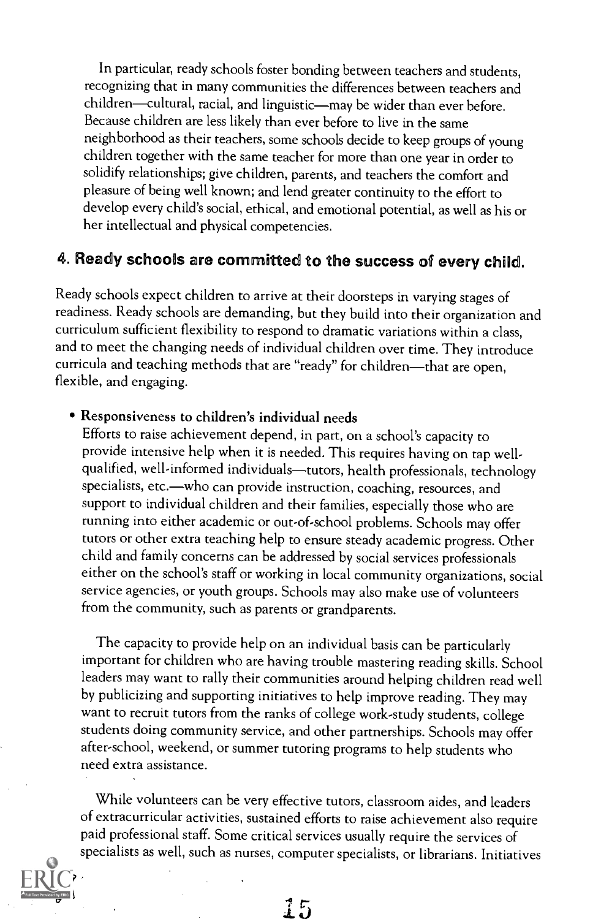In particular, ready schools foster bonding between teachers and students, recognizing that in many communities the differences between teachers and children—cultural, racial, and linguistic—may be wider than ever before. Because children are less likely than ever before to live in the same neighborhood as their teachers, some schools decide to keep groups of young children together with the same teacher for more than one year in order to solidify relationships; give children, parents, and teachers the comfort and pleasure of being well known; and lend greater continuity to the effort to develop every child's social, ethical, and emotional potential, as well as his or her intellectual and physical competencies.

## 4. Ready schools are committed to the success of every child.

Ready schools expect children to arrive at their doorsteps in varying stages of readiness. Ready schools are demanding, but they build into their organization and curriculum sufficient flexibility to respond to dramatic variations within a class, and to meet the changing needs of individual children over time. They introduce curricula and teaching methods that are "ready" for children—that are open, flexible, and engaging.

- **Responsiveness to children's individual needs**

  Efforts to raise achievement depend, in part, on a school's capacity to provide intensive help when it is needed. This requires having on tap well-qualified, well-informed individuals—tutors, health professionals, technology specialists, etc.—who can provide instruction, coaching, resources, and support to individual children and their families, especially those who are running into either academic or out-of-school problems. Schools may offer tutors or other extra teaching help to ensure steady academic progress. Other child and family concerns can be addressed by social services professionals either on the school's staff or working in local community organizations, social service agencies, or youth groups. Schools may also make use of volunteers from the community, such as parents or grandparents.

  The capacity to provide help on an individual basis can be particularly important for children who are having trouble mastering reading skills. School leaders may want to rally their communities around helping children read well by publicizing and supporting initiatives to help improve reading. They may want to recruit tutors from the ranks of college work-study students, college students doing community service, and other partnerships. Schools may offer after-school, weekend, or summer tutoring programs to help students who need extra assistance.

  While volunteers can be very effective tutors, classroom aides, and leaders of extracurricular activities, sustained efforts to raise achievement also require paid professional staff. Some critical services usually require the services of specialists as well, such as nurses, computer specialists, or librarians. Initiatives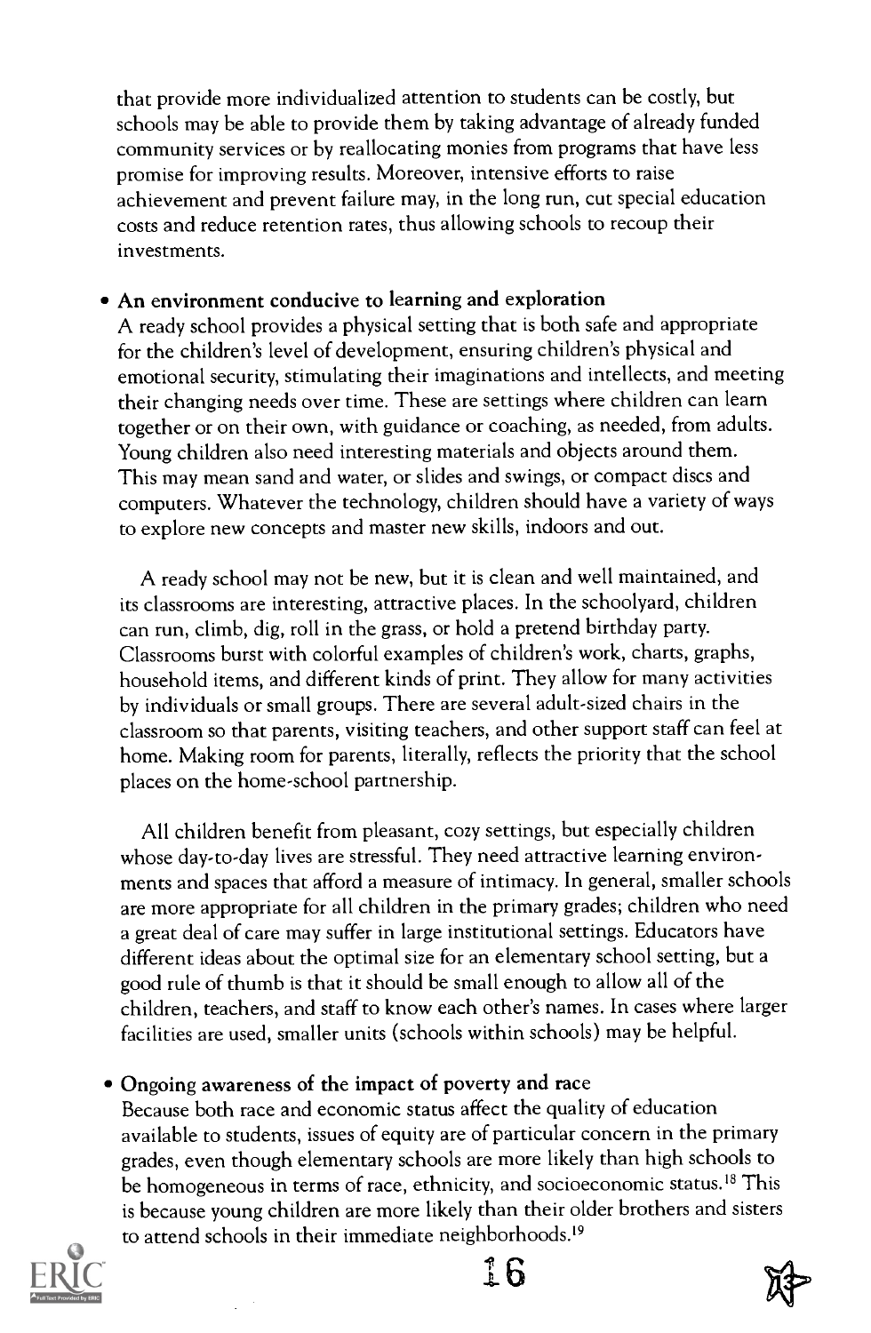that provide more individualized attention to students can be costly, but schools may be able to provide them by taking advantage of already funded community services or by reallocating monies from programs that have less promise for improving results. Moreover, intensive efforts to raise achievement and prevent failure may, in the long run, cut special education costs and reduce retention rates, thus allowing schools to recoup their investments.

- **An environment conducive to learning and exploration**
  A ready school provides a physical setting that is both safe and appropriate for the children's level of development, ensuring children's physical and emotional security, stimulating their imaginations and intellects, and meeting their changing needs over time. These are settings where children can learn together or on their own, with guidance or coaching, as needed, from adults. Young children also need interesting materials and objects around them. This may mean sand and water, or slides and swings, or compact discs and computers. Whatever the technology, children should have a variety of ways to explore new concepts and master new skills, indoors and out.

  A ready school may not be new, but it is clean and well maintained, and its classrooms are interesting, attractive places. In the schoolyard, children can run, climb, dig, roll in the grass, or hold a pretend birthday party. Classrooms burst with colorful examples of children's work, charts, graphs, household items, and different kinds of print. They allow for many activities by individuals or small groups. There are several adult-sized chairs in the classroom so that parents, visiting teachers, and other support staff can feel at home. Making room for parents, literally, reflects the priority that the school places on the home-school partnership.

  All children benefit from pleasant, cozy settings, but especially children whose day-to-day lives are stressful. They need attractive learning environments and spaces that afford a measure of intimacy. In general, smaller schools are more appropriate for all children in the primary grades; children who need a great deal of care may suffer in large institutional settings. Educators have different ideas about the optimal size for an elementary school setting, but a good rule of thumb is that it should be small enough to allow all of the children, teachers, and staff to know each other's names. In cases where larger facilities are used, smaller units (schools within schools) may be helpful.

- **Ongoing awareness of the impact of poverty and race**
  Because both race and economic status affect the quality of education available to students, issues of equity are of particular concern in the primary grades, even though elementary schools are more likely than high schools to be homogeneous in terms of race, ethnicity, and socioeconomic status.[18] This is because young children are more likely than their older brothers and sisters to attend schools in their immediate neighborhoods.[19]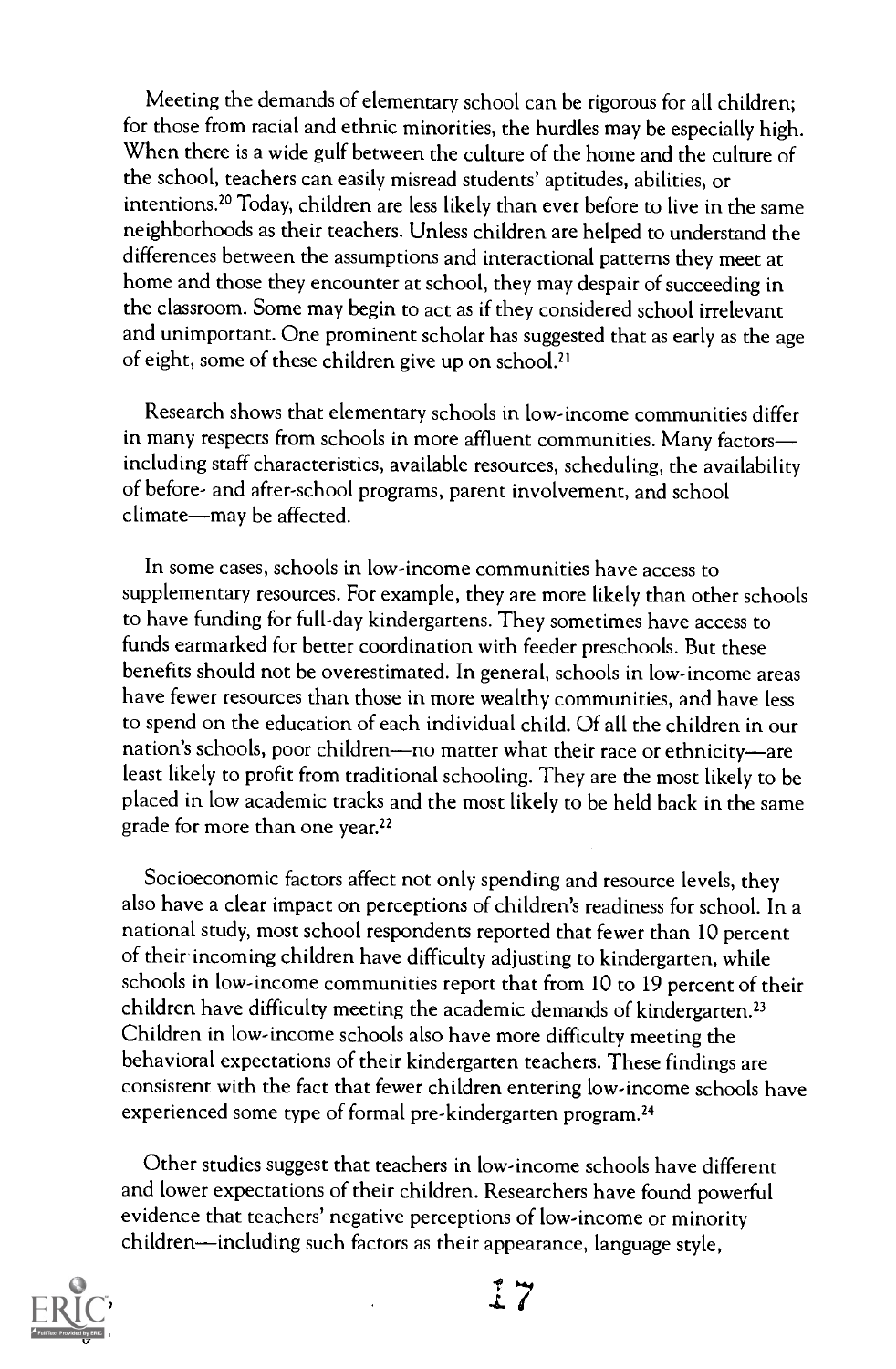Meeting the demands of elementary school can be rigorous for all children; for those from racial and ethnic minorities, the hurdles may be especially high. When there is a wide gulf between the culture of the home and the culture of the school, teachers can easily misread students' aptitudes, abilities, or intentions.[20] Today, children are less likely than ever before to live in the same neighborhoods as their teachers. Unless children are helped to understand the differences between the assumptions and interactional patterns they meet at home and those they encounter at school, they may despair of succeeding in the classroom. Some may begin to act as if they considered school irrelevant and unimportant. One prominent scholar has suggested that as early as the age of eight, some of these children give up on school.[21]

Research shows that elementary schools in low-income communities differ in many respects from schools in more affluent communities. Many factors—including staff characteristics, available resources, scheduling, the availability of before- and after-school programs, parent involvement, and school climate—may be affected.

In some cases, schools in low-income communities have access to supplementary resources. For example, they are more likely than other schools to have funding for full-day kindergartens. They sometimes have access to funds earmarked for better coordination with feeder preschools. But these benefits should not be overestimated. In general, schools in low-income areas have fewer resources than those in more wealthy communities, and have less to spend on the education of each individual child. Of all the children in our nation's schools, poor children—no matter what their race or ethnicity—are least likely to profit from traditional schooling. They are the most likely to be placed in low academic tracks and the most likely to be held back in the same grade for more than one year.[22]

Socioeconomic factors affect not only spending and resource levels, they also have a clear impact on perceptions of children's readiness for school. In a national study, most school respondents reported that fewer than 10 percent of their incoming children have difficulty adjusting to kindergarten, while schools in low-income communities report that from 10 to 19 percent of their children have difficulty meeting the academic demands of kindergarten.[23] Children in low-income schools also have more difficulty meeting the behavioral expectations of their kindergarten teachers. These findings are consistent with the fact that fewer children entering low-income schools have experienced some type of formal pre-kindergarten program.[24]

Other studies suggest that teachers in low-income schools have different and lower expectations of their children. Researchers have found powerful evidence that teachers' negative perceptions of low-income or minority children—including such factors as their appearance, language style,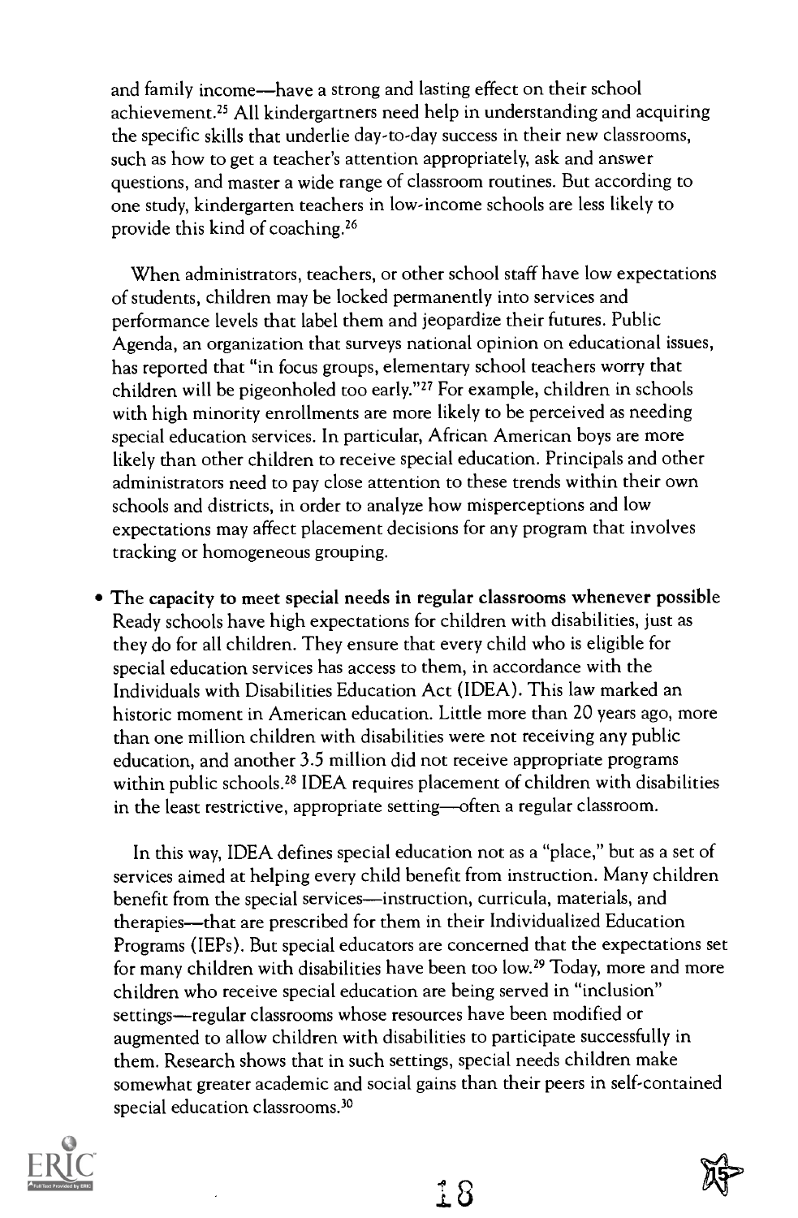and family income—have a strong and lasting effect on their school achievement.[25] All kindergartners need help in understanding and acquiring the specific skills that underlie day-to-day success in their new classrooms, such as how to get a teacher's attention appropriately, ask and answer questions, and master a wide range of classroom routines. But according to one study, kindergarten teachers in low-income schools are less likely to provide this kind of coaching.[26]

When administrators, teachers, or other school staff have low expectations of students, children may be locked permanently into services and performance levels that label them and jeopardize their futures. Public Agenda, an organization that surveys national opinion on educational issues, has reported that "in focus groups, elementary school teachers worry that children will be pigeonholed too early."[27] For example, children in schools with high minority enrollments are more likely to be perceived as needing special education services. In particular, African American boys are more likely than other children to receive special education. Principals and other administrators need to pay close attention to these trends within their own schools and districts, in order to analyze how misperceptions and low expectations may affect placement decisions for any program that involves tracking or homogeneous grouping.

- **The capacity to meet special needs in regular classrooms whenever possible**
  Ready schools have high expectations for children with disabilities, just as they do for all children. They ensure that every child who is eligible for special education services has access to them, in accordance with the Individuals with Disabilities Education Act (IDEA). This law marked an historic moment in American education. Little more than 20 years ago, more than one million children with disabilities were not receiving any public education, and another 3.5 million did not receive appropriate programs within public schools.[28] IDEA requires placement of children with disabilities in the least restrictive, appropriate setting—often a regular classroom.

  In this way, IDEA defines special education not as a "place," but as a set of services aimed at helping every child benefit from instruction. Many children benefit from the special services—instruction, curricula, materials, and therapies—that are prescribed for them in their Individualized Education Programs (IEPs). But special educators are concerned that the expectations set for many children with disabilities have been too low.[29] Today, more and more children who receive special education are being served in "inclusion" settings—regular classrooms whose resources have been modified or augmented to allow children with disabilities to participate successfully in them. Research shows that in such settings, special needs children make somewhat greater academic and social gains than their peers in self-contained special education classrooms.[30]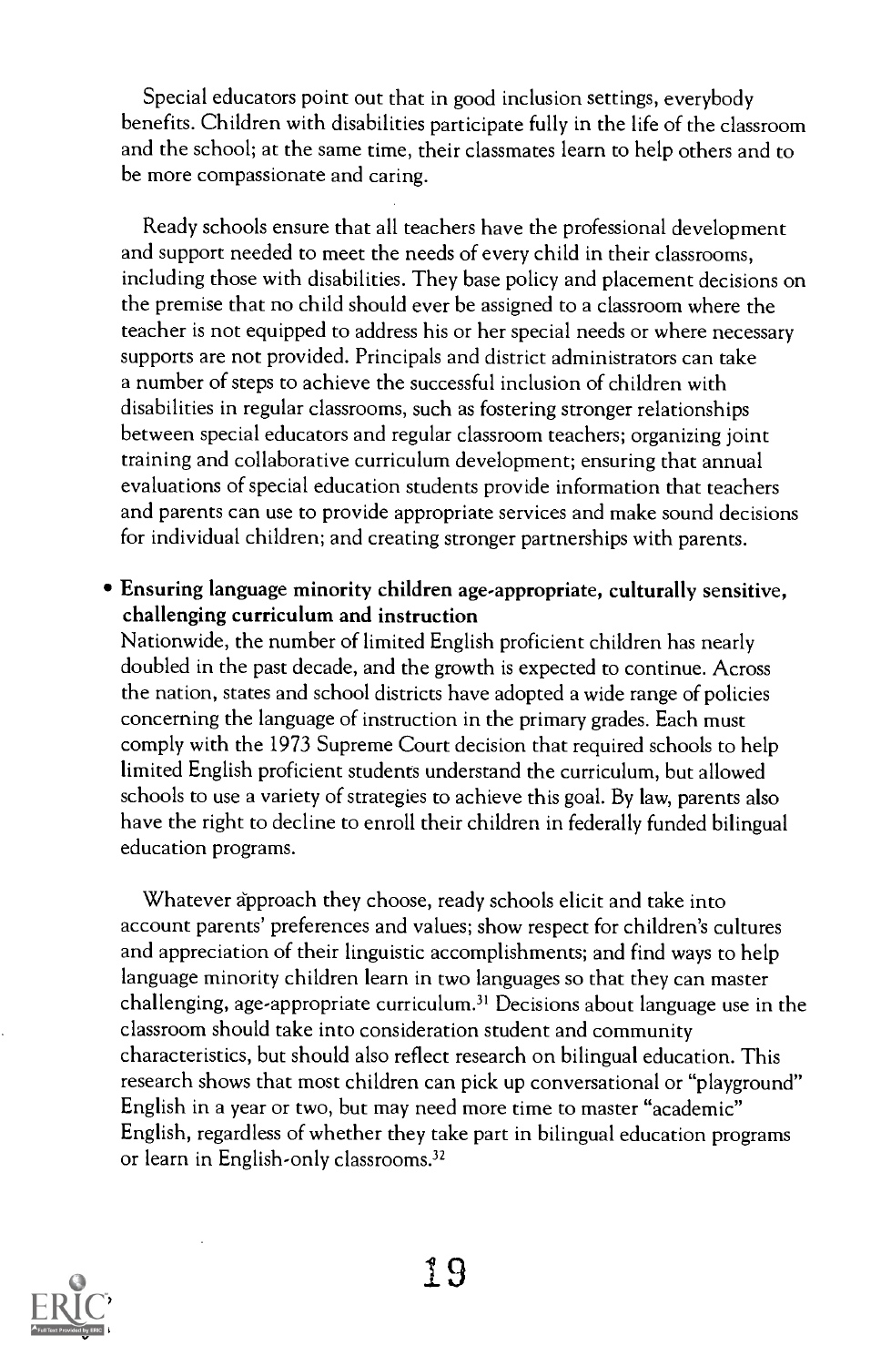Special educators point out that in good inclusion settings, everybody benefits. Children with disabilities participate fully in the life of the classroom and the school; at the same time, their classmates learn to help others and to be more compassionate and caring.

Ready schools ensure that all teachers have the professional development and support needed to meet the needs of every child in their classrooms, including those with disabilities. They base policy and placement decisions on the premise that no child should ever be assigned to a classroom where the teacher is not equipped to address his or her special needs or where necessary supports are not provided. Principals and district administrators can take a number of steps to achieve the successful inclusion of children with disabilities in regular classrooms, such as fostering stronger relationships between special educators and regular classroom teachers; organizing joint training and collaborative curriculum development; ensuring that annual evaluations of special education students provide information that teachers and parents can use to provide appropriate services and make sound decisions for individual children; and creating stronger partnerships with parents.

- **Ensuring language minority children age-appropriate, culturally sensitive, challenging curriculum and instruction**
  Nationwide, the number of limited English proficient children has nearly doubled in the past decade, and the growth is expected to continue. Across the nation, states and school districts have adopted a wide range of policies concerning the language of instruction in the primary grades. Each must comply with the 1973 Supreme Court decision that required schools to help limited English proficient students understand the curriculum, but allowed schools to use a variety of strategies to achieve this goal. By law, parents also have the right to decline to enroll their children in federally funded bilingual education programs.

Whatever approach they choose, ready schools elicit and take into account parents' preferences and values; show respect for children's cultures and appreciation of their linguistic accomplishments; and find ways to help language minority children learn in two languages so that they can master challenging, age-appropriate curriculum.[31] Decisions about language use in the classroom should take into consideration student and community characteristics, but should also reflect research on bilingual education. This research shows that most children can pick up conversational or "playground" English in a year or two, but may need more time to master "academic" English, regardless of whether they take part in bilingual education programs or learn in English-only classrooms.[32]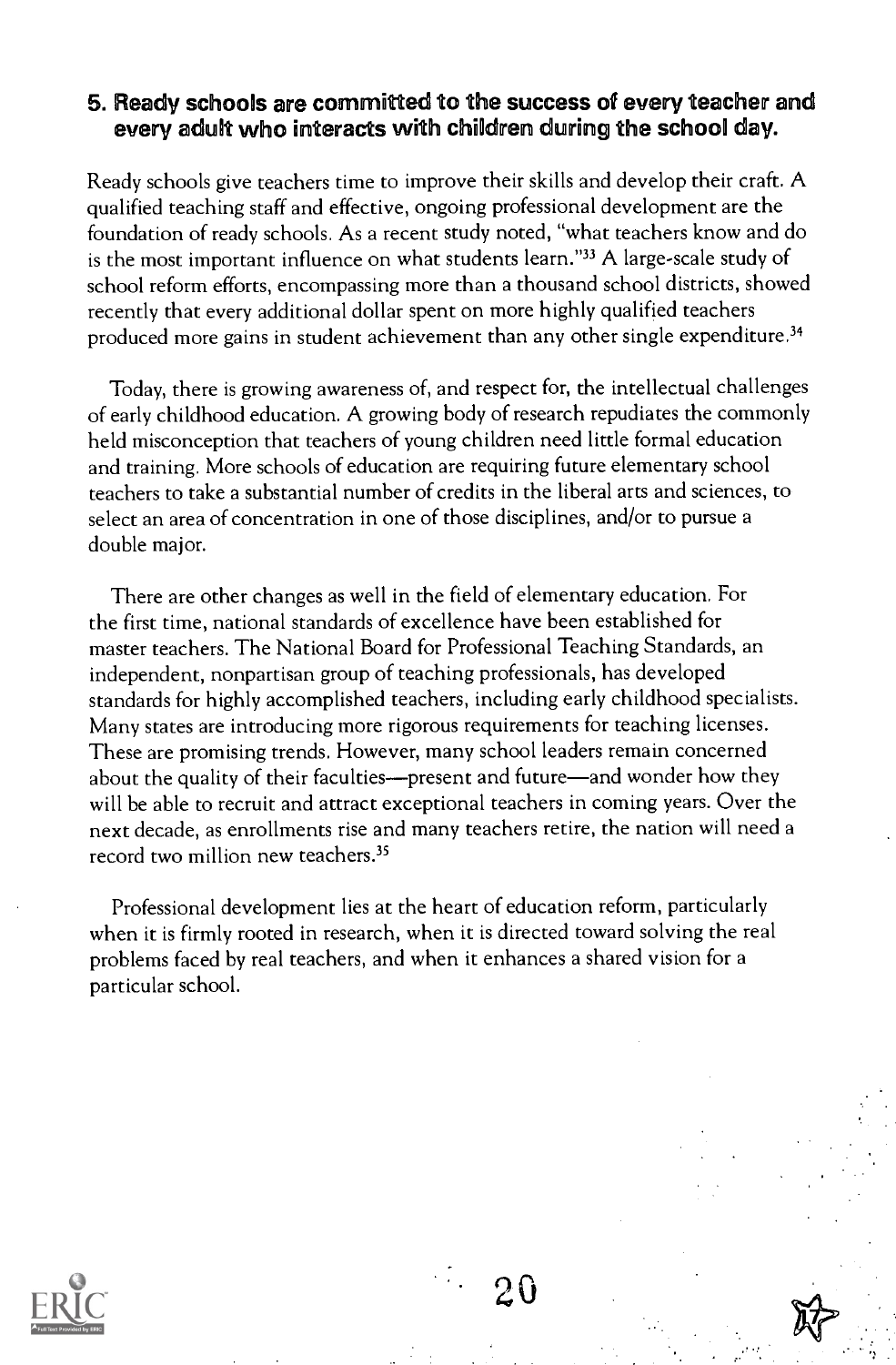### 5. Ready schools are committed to the success of every teacher and every adult who interacts with children during the school day.

Ready schools give teachers time to improve their skills and develop their craft. A qualified teaching staff and effective, ongoing professional development are the foundation of ready schools. As a recent study noted, "what teachers know and do is the most important influence on what students learn."[33] A large-scale study of school reform efforts, encompassing more than a thousand school districts, showed recently that every additional dollar spent on more highly qualified teachers produced more gains in student achievement than any other single expenditure.[34]

Today, there is growing awareness of, and respect for, the intellectual challenges of early childhood education. A growing body of research repudiates the commonly held misconception that teachers of young children need little formal education and training. More schools of education are requiring future elementary school teachers to take a substantial number of credits in the liberal arts and sciences, to select an area of concentration in one of those disciplines, and/or to pursue a double major.

There are other changes as well in the field of elementary education. For the first time, national standards of excellence have been established for master teachers. The National Board for Professional Teaching Standards, an independent, nonpartisan group of teaching professionals, has developed standards for highly accomplished teachers, including early childhood specialists. Many states are introducing more rigorous requirements for teaching licenses. These are promising trends. However, many school leaders remain concerned about the quality of their faculties—present and future—and wonder how they will be able to recruit and attract exceptional teachers in coming years. Over the next decade, as enrollments rise and many teachers retire, the nation will need a record two million new teachers.[35]

Professional development lies at the heart of education reform, particularly when it is firmly rooted in research, when it is directed toward solving the real problems faced by real teachers, and when it enhances a shared vision for a particular school.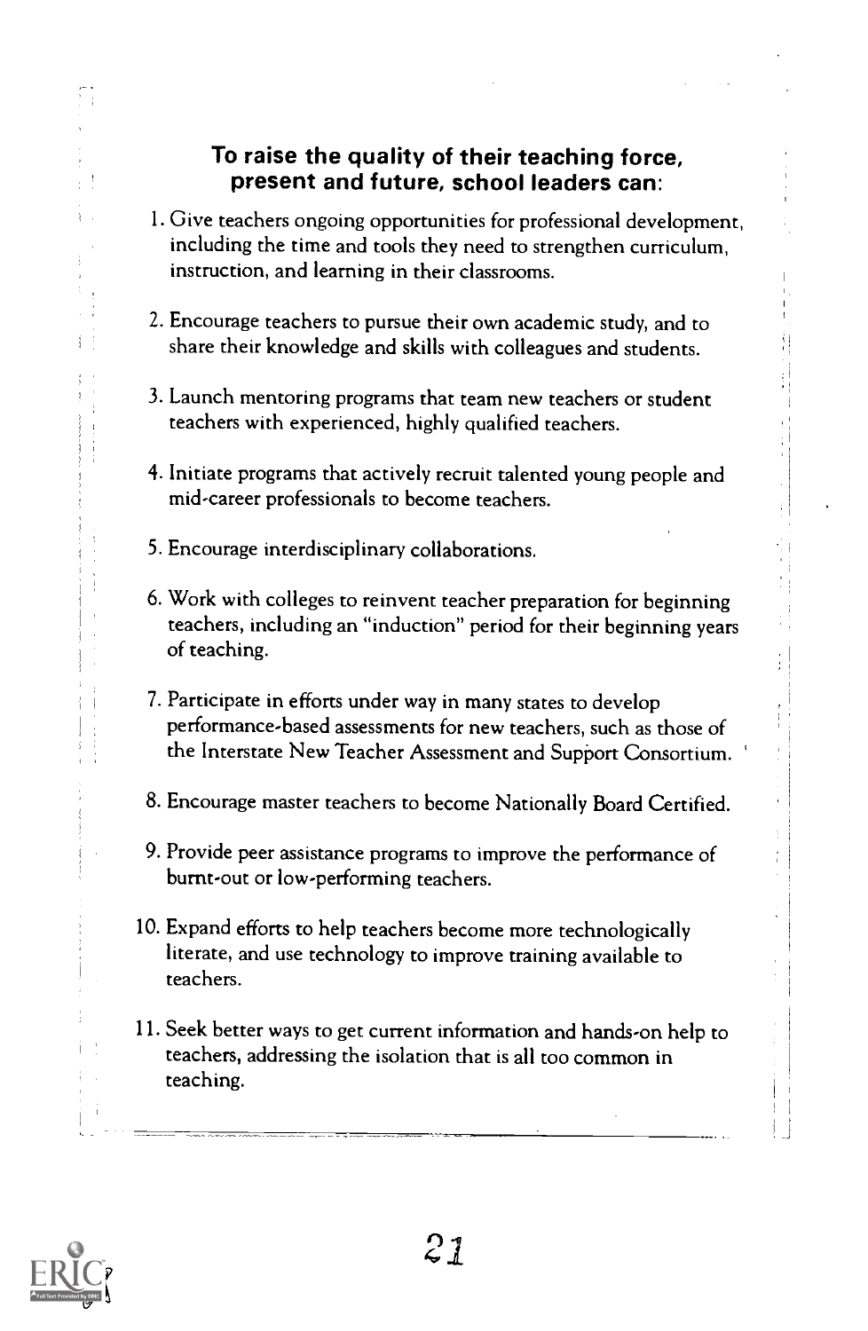**To raise the quality of their teaching force, present and future, school leaders can:**

1. Give teachers ongoing opportunities for professional development, including the time and tools they need to strengthen curriculum, instruction, and learning in their classrooms.

2. Encourage teachers to pursue their own academic study, and to share their knowledge and skills with colleagues and students.

3. Launch mentoring programs that team new teachers or student teachers with experienced, highly qualified teachers.

4. Initiate programs that actively recruit talented young people and mid-career professionals to become teachers.

5. Encourage interdisciplinary collaborations.

6. Work with colleges to reinvent teacher preparation for beginning teachers, including an "induction" period for their beginning years of teaching.

7. Participate in efforts under way in many states to develop performance-based assessments for new teachers, such as those of the Interstate New Teacher Assessment and Support Consortium.

8. Encourage master teachers to become Nationally Board Certified.

9. Provide peer assistance programs to improve the performance of burnt-out or low-performing teachers.

10. Expand efforts to help teachers become more technologically literate, and use technology to improve training available to teachers.

11. Seek better ways to get current information and hands-on help to teachers, addressing the isolation that is all too common in teaching.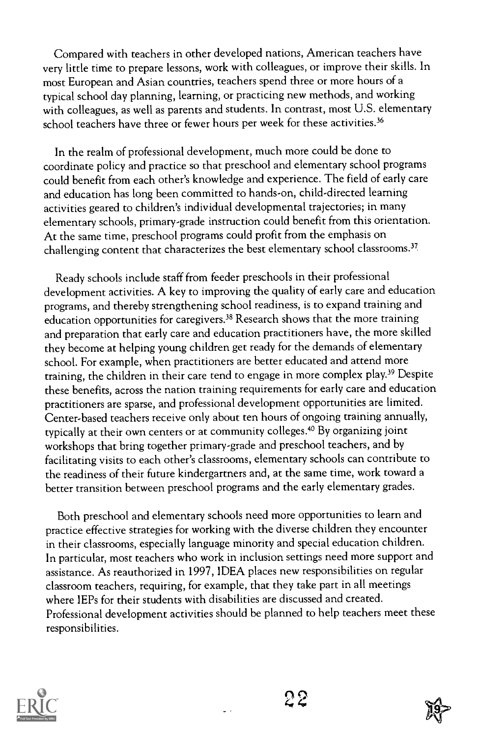Compared with teachers in other developed nations, American teachers have very little time to prepare lessons, work with colleagues, or improve their skills. In most European and Asian countries, teachers spend three or more hours of a typical school day planning, learning, or practicing new methods, and working with colleagues, as well as parents and students. In contrast, most U.S. elementary school teachers have three or fewer hours per week for these activities.[36]

In the realm of professional development, much more could be done to coordinate policy and practice so that preschool and elementary school programs could benefit from each other's knowledge and experience. The field of early care and education has long been committed to hands-on, child-directed learning activities geared to children's individual developmental trajectories; in many elementary schools, primary-grade instruction could benefit from this orientation. At the same time, preschool programs could profit from the emphasis on challenging content that characterizes the best elementary school classrooms.[37]

Ready schools include staff from feeder preschools in their professional development activities. A key to improving the quality of early care and education programs, and thereby strengthening school readiness, is to expand training and education opportunities for caregivers.[38] Research shows that the more training and preparation that early care and education practitioners have, the more skilled they become at helping young children get ready for the demands of elementary school. For example, when practitioners are better educated and attend more training, the children in their care tend to engage in more complex play.[39] Despite these benefits, across the nation training requirements for early care and education practitioners are sparse, and professional development opportunities are limited. Center-based teachers receive only about ten hours of ongoing training annually, typically at their own centers or at community colleges.[40] By organizing joint workshops that bring together primary-grade and preschool teachers, and by facilitating visits to each other's classrooms, elementary schools can contribute to the readiness of their future kindergartners and, at the same time, work toward a better transition between preschool programs and the early elementary grades.

Both preschool and elementary schools need more opportunities to learn and practice effective strategies for working with the diverse children they encounter in their classrooms, especially language minority and special education children. In particular, most teachers who work in inclusion settings need more support and assistance. As reauthorized in 1997, IDEA places new responsibilities on regular classroom teachers, requiring, for example, that they take part in all meetings where IEPs for their students with disabilities are discussed and created. Professional development activities should be planned to help teachers meet these responsibilities.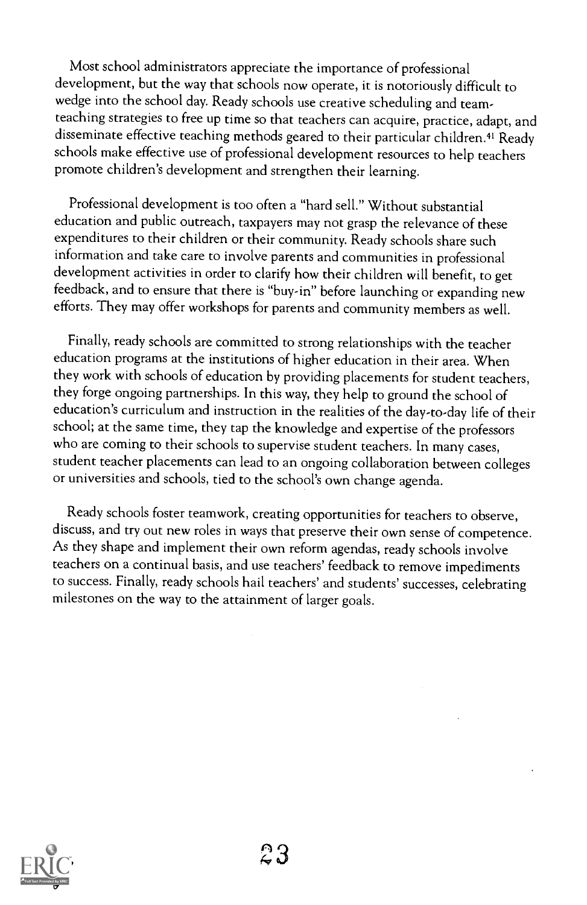Most school administrators appreciate the importance of professional development, but the way that schools now operate, it is notoriously difficult to wedge into the school day. Ready schools use creative scheduling and team-teaching strategies to free up time so that teachers can acquire, practice, adapt, and disseminate effective teaching methods geared to their particular children.[41] Ready schools make effective use of professional development resources to help teachers promote children's development and strengthen their learning.

Professional development is too often a "hard sell." Without substantial education and public outreach, taxpayers may not grasp the relevance of these expenditures to their children or their community. Ready schools share such information and take care to involve parents and communities in professional development activities in order to clarify how their children will benefit, to get feedback, and to ensure that there is "buy-in" before launching or expanding new efforts. They may offer workshops for parents and community members as well.

Finally, ready schools are committed to strong relationships with the teacher education programs at the institutions of higher education in their area. When they work with schools of education by providing placements for student teachers, they forge ongoing partnerships. In this way, they help to ground the school of education's curriculum and instruction in the realities of the day-to-day life of their school; at the same time, they tap the knowledge and expertise of the professors who are coming to their schools to supervise student teachers. In many cases, student teacher placements can lead to an ongoing collaboration between colleges or universities and schools, tied to the school's own change agenda.

Ready schools foster teamwork, creating opportunities for teachers to observe, discuss, and try out new roles in ways that preserve their own sense of competence. As they shape and implement their own reform agendas, ready schools involve teachers on a continual basis, and use teachers' feedback to remove impediments to success. Finally, ready schools hail teachers' and students' successes, celebrating milestones on the way to the attainment of larger goals.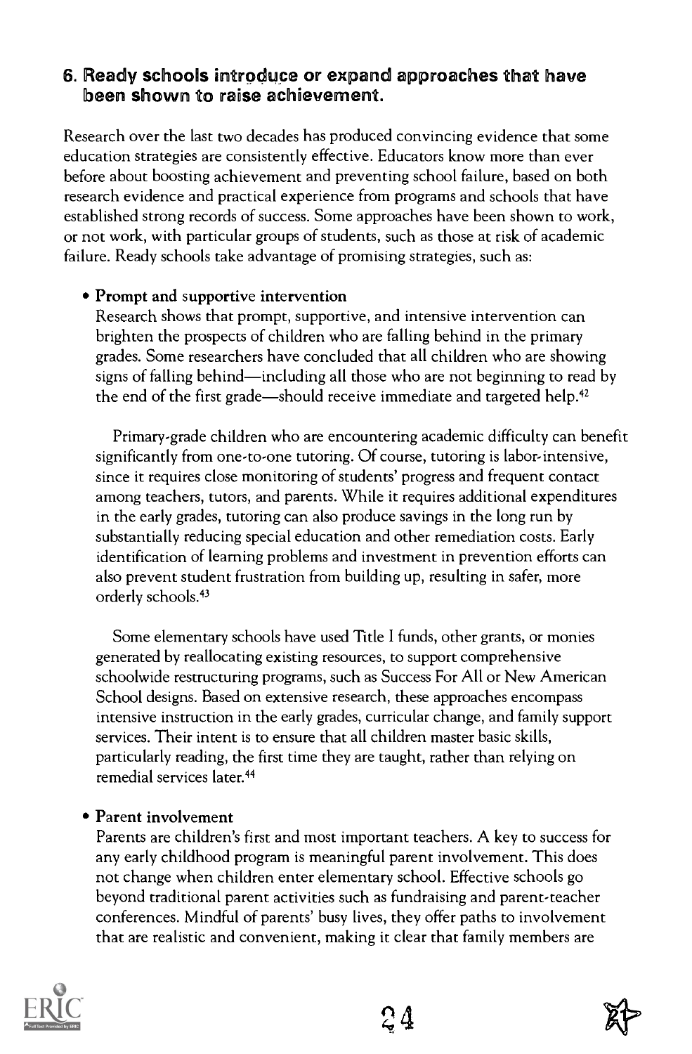### 6. Ready schools introduce or expand approaches that have been shown to raise achievement.

Research over the last two decades has produced convincing evidence that some education strategies are consistently effective. Educators know more than ever before about boosting achievement and preventing school failure, based on both research evidence and practical experience from programs and schools that have established strong records of success. Some approaches have been shown to work, or not work, with particular groups of students, such as those at risk of academic failure. Ready schools take advantage of promising strategies, such as:

- **Prompt and supportive intervention**
  Research shows that prompt, supportive, and intensive intervention can brighten the prospects of children who are falling behind in the primary grades. Some researchers have concluded that all children who are showing signs of falling behind—including all those who are not beginning to read by the end of the first grade—should receive immediate and targeted help.[42]

  Primary-grade children who are encountering academic difficulty can benefit significantly from one-to-one tutoring. Of course, tutoring is labor-intensive, since it requires close monitoring of students' progress and frequent contact among teachers, tutors, and parents. While it requires additional expenditures in the early grades, tutoring can also produce savings in the long run by substantially reducing special education and other remediation costs. Early identification of learning problems and investment in prevention efforts can also prevent student frustration from building up, resulting in safer, more orderly schools.[43]

  Some elementary schools have used Title I funds, other grants, or monies generated by reallocating existing resources, to support comprehensive schoolwide restructuring programs, such as Success For All or New American School designs. Based on extensive research, these approaches encompass intensive instruction in the early grades, curricular change, and family support services. Their intent is to ensure that all children master basic skills, particularly reading, the first time they are taught, rather than relying on remedial services later.[44]

- **Parent involvement**
  Parents are children's first and most important teachers. A key to success for any early childhood program is meaningful parent involvement. This does not change when children enter elementary school. Effective schools go beyond traditional parent activities such as fundraising and parent-teacher conferences. Mindful of parents' busy lives, they offer paths to involvement that are realistic and convenient, making it clear that family members are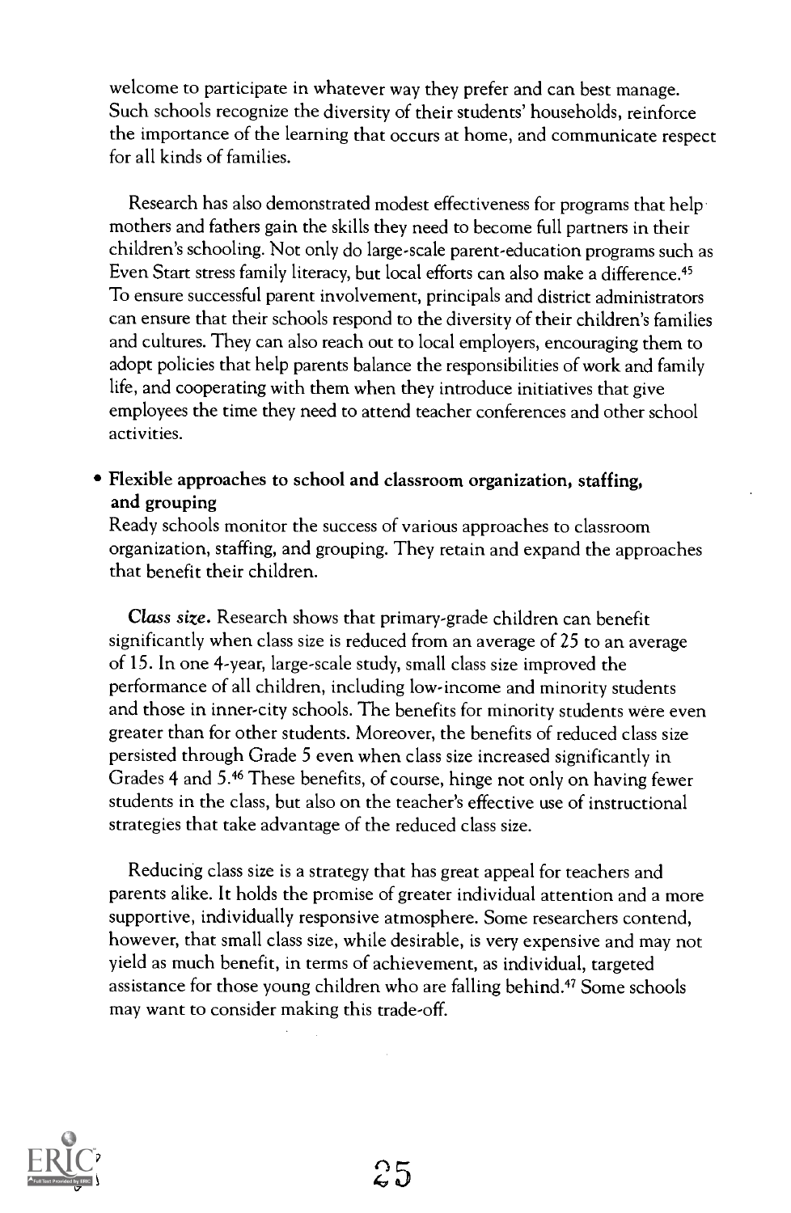welcome to participate in whatever way they prefer and can best manage. Such schools recognize the diversity of their students' households, reinforce the importance of the learning that occurs at home, and communicate respect for all kinds of families.

Research has also demonstrated modest effectiveness for programs that help mothers and fathers gain the skills they need to become full partners in their children's schooling. Not only do large-scale parent-education programs such as Even Start stress family literacy, but local efforts can also make a difference.[45] To ensure successful parent involvement, principals and district administrators can ensure that their schools respond to the diversity of their children's families and cultures. They can also reach out to local employers, encouraging them to adopt policies that help parents balance the responsibilities of work and family life, and cooperating with them when they introduce initiatives that give employees the time they need to attend teacher conferences and other school activities.

- **Flexible approaches to school and classroom organization, staffing, and grouping**

  Ready schools monitor the success of various approaches to classroom organization, staffing, and grouping. They retain and expand the approaches that benefit their children.

  ***Class size.*** Research shows that primary-grade children can benefit significantly when class size is reduced from an average of 25 to an average of 15. In one 4-year, large-scale study, small class size improved the performance of all children, including low-income and minority students and those in inner-city schools. The benefits for minority students were even greater than for other students. Moreover, the benefits of reduced class size persisted through Grade 5 even when class size increased significantly in Grades 4 and 5.[46] These benefits, of course, hinge not only on having fewer students in the class, but also on the teacher's effective use of instructional strategies that take advantage of the reduced class size.

  Reducing class size is a strategy that has great appeal for teachers and parents alike. It holds the promise of greater individual attention and a more supportive, individually responsive atmosphere. Some researchers contend, however, that small class size, while desirable, is very expensive and may not yield as much benefit, in terms of achievement, as individual, targeted assistance for those young children who are falling behind.[47] Some schools may want to consider making this trade-off.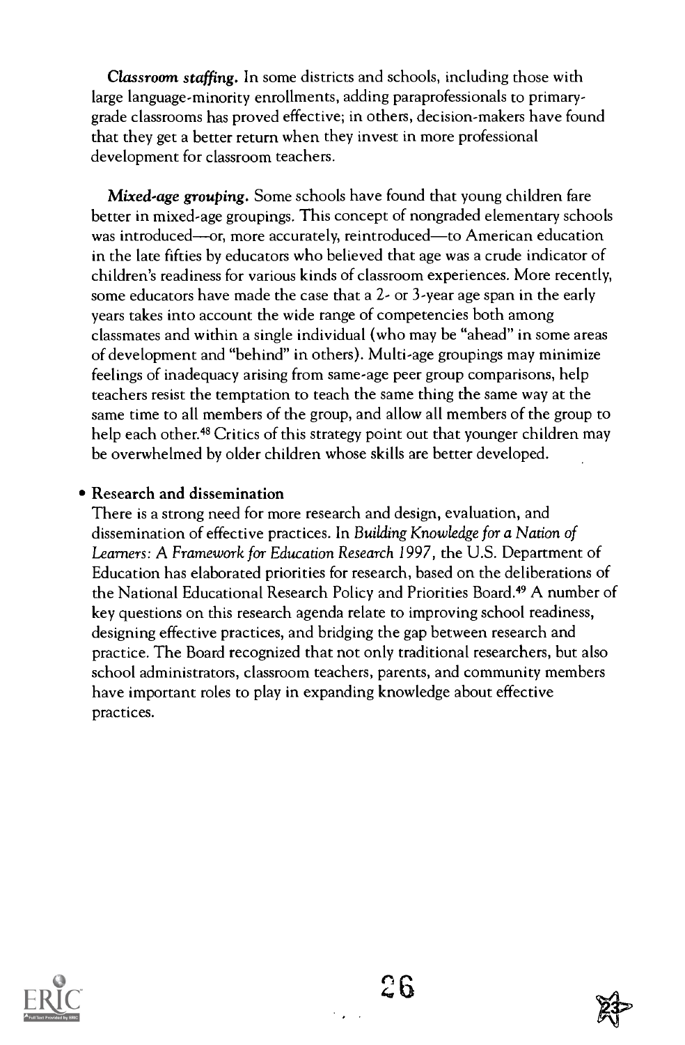***Classroom staffing.*** In some districts and schools, including those with large language-minority enrollments, adding paraprofessionals to primary-grade classrooms has proved effective; in others, decision-makers have found that they get a better return when they invest in more professional development for classroom teachers.

***Mixed-age grouping.*** Some schools have found that young children fare better in mixed-age groupings. This concept of nongraded elementary schools was introduced—or, more accurately, reintroduced—to American education in the late fifties by educators who believed that age was a crude indicator of children's readiness for various kinds of classroom experiences. More recently, some educators have made the case that a 2- or 3-year age span in the early years takes into account the wide range of competencies both among classmates and within a single individual (who may be "ahead" in some areas of development and "behind" in others). Multi-age groupings may minimize feelings of inadequacy arising from same-age peer group comparisons, help teachers resist the temptation to teach the same thing the same way at the same time to all members of the group, and allow all members of the group to help each other.[48] Critics of this strategy point out that younger children may be overwhelmed by older children whose skills are better developed.

- **Research and dissemination**

There is a strong need for more research and design, evaluation, and dissemination of effective practices. In *Building Knowledge for a Nation of Learners: A Framework for Education Research 1997*, the U.S. Department of Education has elaborated priorities for research, based on the deliberations of the National Educational Research Policy and Priorities Board.[49] A number of key questions on this research agenda relate to improving school readiness, designing effective practices, and bridging the gap between research and practice. The Board recognized that not only traditional researchers, but also school administrators, classroom teachers, parents, and community members have important roles to play in expanding knowledge about effective practices.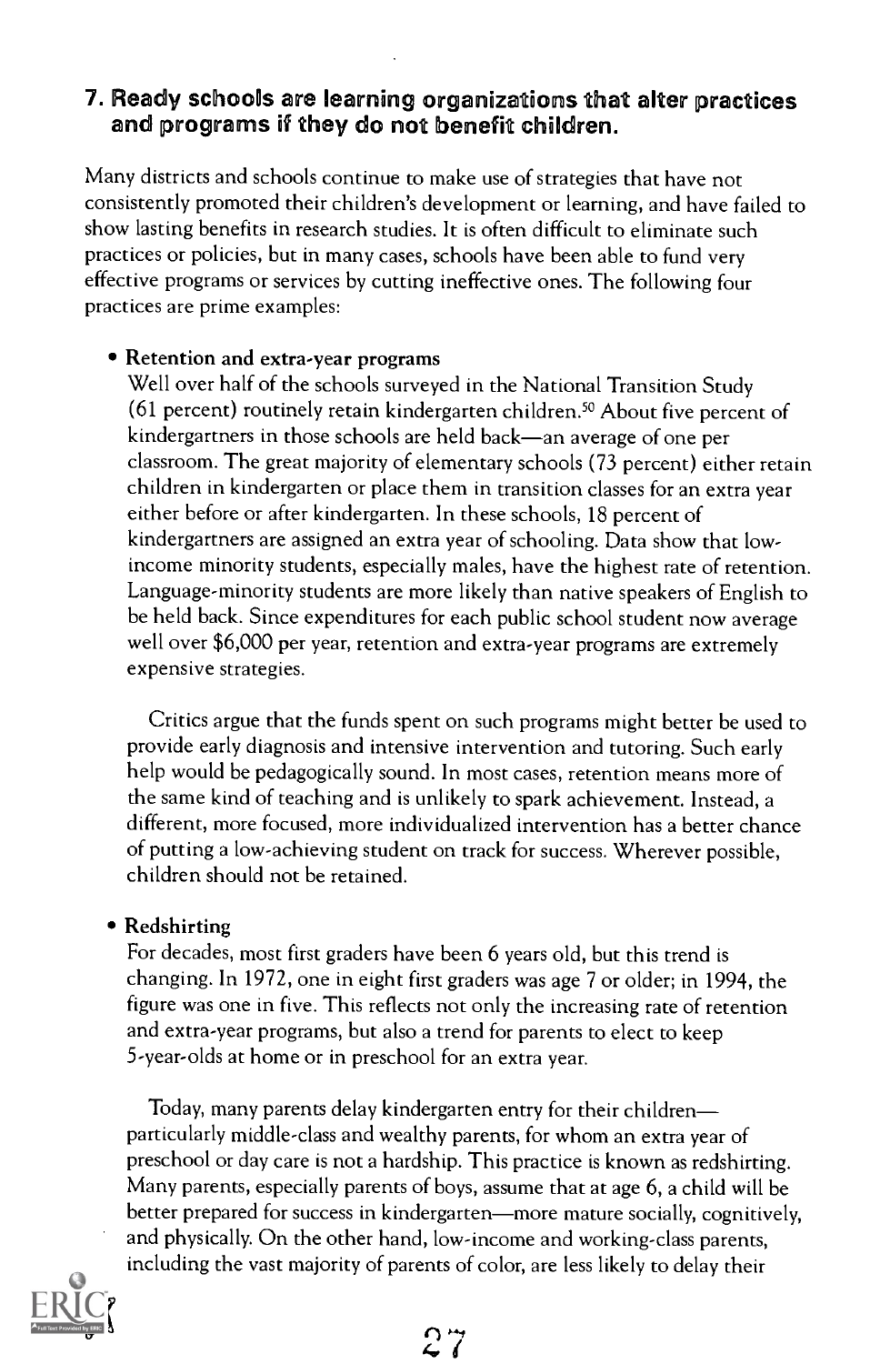## 7. Ready schools are learning organizations that alter practices and programs if they do not benefit children.

Many districts and schools continue to make use of strategies that have not consistently promoted their children's development or learning, and have failed to show lasting benefits in research studies. It is often difficult to eliminate such practices or policies, but in many cases, schools have been able to fund very effective programs or services by cutting ineffective ones. The following four practices are prime examples:

- **Retention and extra-year programs**
  Well over half of the schools surveyed in the National Transition Study (61 percent) routinely retain kindergarten children.[50] About five percent of kindergartners in those schools are held back—an average of one per classroom. The great majority of elementary schools (73 percent) either retain children in kindergarten or place them in transition classes for an extra year either before or after kindergarten. In these schools, 18 percent of kindergartners are assigned an extra year of schooling. Data show that low-income minority students, especially males, have the highest rate of retention. Language-minority students are more likely than native speakers of English to be held back. Since expenditures for each public school student now average well over $6,000 per year, retention and extra-year programs are extremely expensive strategies.

  Critics argue that the funds spent on such programs might better be used to provide early diagnosis and intensive intervention and tutoring. Such early help would be pedagogically sound. In most cases, retention means more of the same kind of teaching and is unlikely to spark achievement. Instead, a different, more focused, more individualized intervention has a better chance of putting a low-achieving student on track for success. Wherever possible, children should not be retained.

- **Redshirting**
  For decades, most first graders have been 6 years old, but this trend is changing. In 1972, one in eight first graders was age 7 or older; in 1994, the figure was one in five. This reflects not only the increasing rate of retention and extra-year programs, but also a trend for parents to elect to keep 5-year-olds at home or in preschool for an extra year.

  Today, many parents delay kindergarten entry for their children—particularly middle-class and wealthy parents, for whom an extra year of preschool or day care is not a hardship. This practice is known as redshirting. Many parents, especially parents of boys, assume that at age 6, a child will be better prepared for success in kindergarten—more mature socially, cognitively, and physically. On the other hand, low-income and working-class parents, including the vast majority of parents of color, are less likely to delay their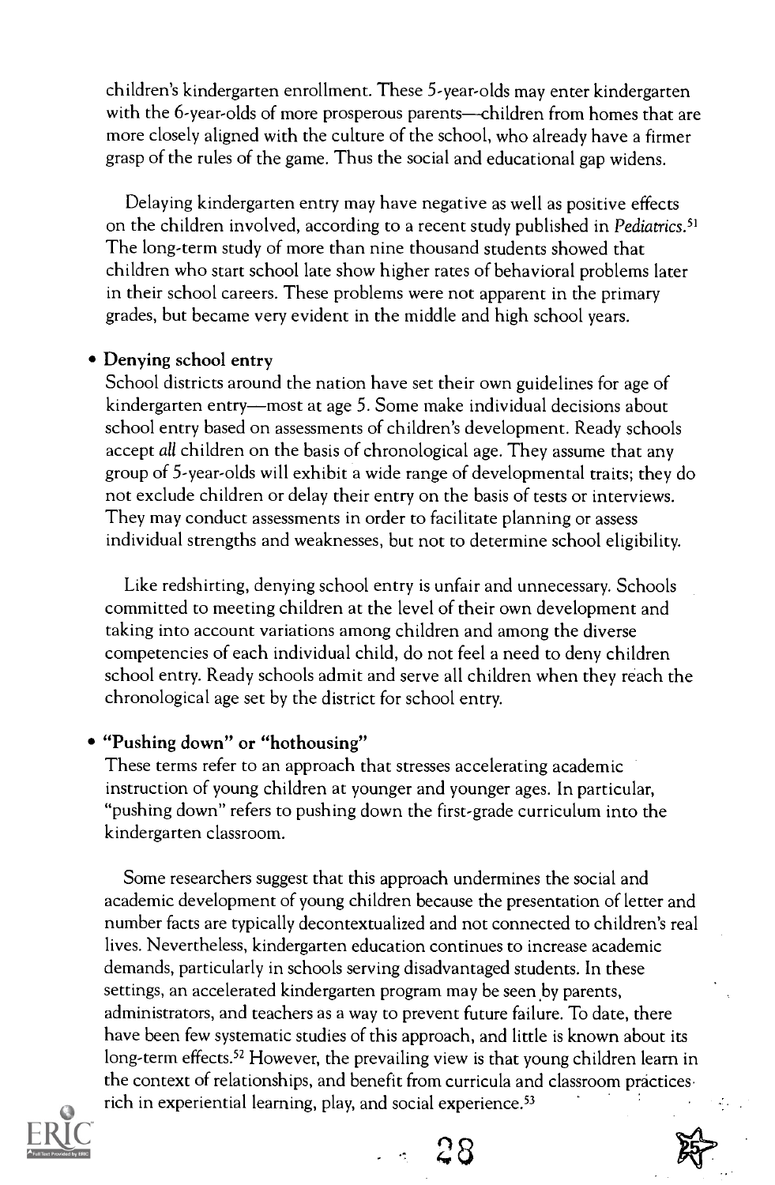children's kindergarten enrollment. These 5-year-olds may enter kindergarten with the 6-year-olds of more prosperous parents—children from homes that are more closely aligned with the culture of the school, who already have a firmer grasp of the rules of the game. Thus the social and educational gap widens.

Delaying kindergarten entry may have negative as well as positive effects on the children involved, according to a recent study published in *Pediatrics*.[51] The long-term study of more than nine thousand students showed that children who start school late show higher rates of behavioral problems later in their school careers. These problems were not apparent in the primary grades, but became very evident in the middle and high school years.

- **Denying school entry**

  School districts around the nation have set their own guidelines for age of kindergarten entry—most at age 5. Some make individual decisions about school entry based on assessments of children's development. Ready schools accept *all* children on the basis of chronological age. They assume that any group of 5-year-olds will exhibit a wide range of developmental traits; they do not exclude children or delay their entry on the basis of tests or interviews. They may conduct assessments in order to facilitate planning or assess individual strengths and weaknesses, but not to determine school eligibility.

  Like redshirting, denying school entry is unfair and unnecessary. Schools committed to meeting children at the level of their own development and taking into account variations among children and among the diverse competencies of each individual child, do not feel a need to deny children school entry. Ready schools admit and serve all children when they reach the chronological age set by the district for school entry.

- **"Pushing down" or "hothousing"**

  These terms refer to an approach that stresses accelerating academic instruction of young children at younger and younger ages. In particular, "pushing down" refers to pushing down the first-grade curriculum into the kindergarten classroom.

  Some researchers suggest that this approach undermines the social and academic development of young children because the presentation of letter and number facts are typically decontextualized and not connected to children's real lives. Nevertheless, kindergarten education continues to increase academic demands, particularly in schools serving disadvantaged students. In these settings, an accelerated kindergarten program may be seen by parents, administrators, and teachers as a way to prevent future failure. To date, there have been few systematic studies of this approach, and little is known about its long-term effects.[52] However, the prevailing view is that young children learn in the context of relationships, and benefit from curricula and classroom practices rich in experiential learning, play, and social experience.[53]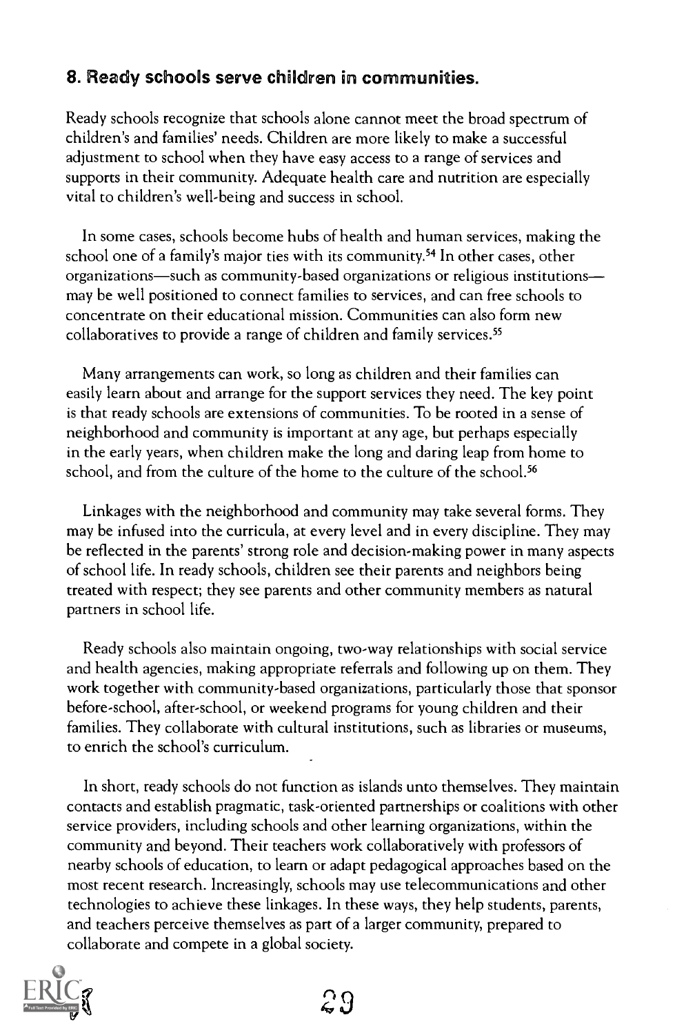### 8. Ready schools serve children in communities.

Ready schools recognize that schools alone cannot meet the broad spectrum of children's and families' needs. Children are more likely to make a successful adjustment to school when they have easy access to a range of services and supports in their community. Adequate health care and nutrition are especially vital to children's well-being and success in school.

In some cases, schools become hubs of health and human services, making the school one of a family's major ties with its community.[54] In other cases, other organizations—such as community-based organizations or religious institutions—may be well positioned to connect families to services, and can free schools to concentrate on their educational mission. Communities can also form new collaboratives to provide a range of children and family services.[55]

Many arrangements can work, so long as children and their families can easily learn about and arrange for the support services they need. The key point is that ready schools are extensions of communities. To be rooted in a sense of neighborhood and community is important at any age, but perhaps especially in the early years, when children make the long and daring leap from home to school, and from the culture of the home to the culture of the school.[56]

Linkages with the neighborhood and community may take several forms. They may be infused into the curricula, at every level and in every discipline. They may be reflected in the parents' strong role and decision-making power in many aspects of school life. In ready schools, children see their parents and neighbors being treated with respect; they see parents and other community members as natural partners in school life.

Ready schools also maintain ongoing, two-way relationships with social service and health agencies, making appropriate referrals and following up on them. They work together with community-based organizations, particularly those that sponsor before-school, after-school, or weekend programs for young children and their families. They collaborate with cultural institutions, such as libraries or museums, to enrich the school's curriculum.

In short, ready schools do not function as islands unto themselves. They maintain contacts and establish pragmatic, task-oriented partnerships or coalitions with other service providers, including schools and other learning organizations, within the community and beyond. Their teachers work collaboratively with professors of nearby schools of education, to learn or adapt pedagogical approaches based on the most recent research. Increasingly, schools may use telecommunications and other technologies to achieve these linkages. In these ways, they help students, parents, and teachers perceive themselves as part of a larger community, prepared to collaborate and compete in a global society.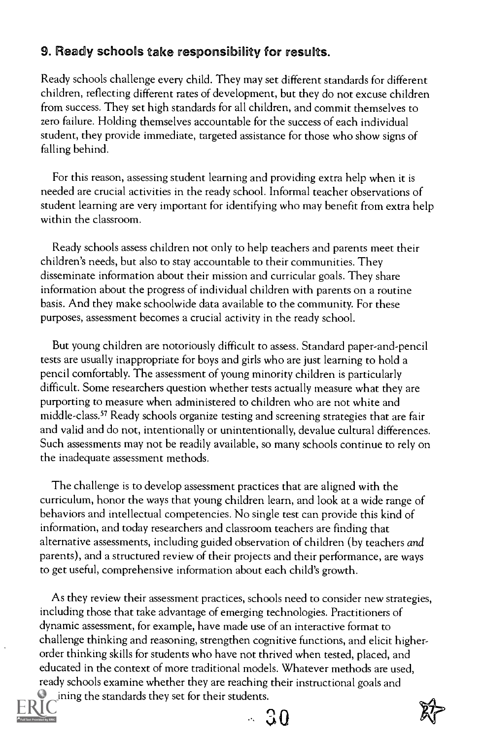## 9. Ready schools take responsibility for results.

Ready schools challenge every child. They may set different standards for different children, reflecting different rates of development, but they do not excuse children from success. They set high standards for all children, and commit themselves to zero failure. Holding themselves accountable for the success of each individual student, they provide immediate, targeted assistance for those who show signs of falling behind.

For this reason, assessing student learning and providing extra help when it is needed are crucial activities in the ready school. Informal teacher observations of student learning are very important for identifying who may benefit from extra help within the classroom.

Ready schools assess children not only to help teachers and parents meet their children's needs, but also to stay accountable to their communities. They disseminate information about their mission and curricular goals. They share information about the progress of individual children with parents on a routine basis. And they make schoolwide data available to the community. For these purposes, assessment becomes a crucial activity in the ready school.

But young children are notoriously difficult to assess. Standard paper-and-pencil tests are usually inappropriate for boys and girls who are just learning to hold a pencil comfortably. The assessment of young minority children is particularly difficult. Some researchers question whether tests actually measure what they are purporting to measure when administered to children who are not white and middle-class.[57] Ready schools organize testing and screening strategies that are fair and valid and do not, intentionally or unintentionally, devalue cultural differences. Such assessments may not be readily available, so many schools continue to rely on the inadequate assessment methods.

The challenge is to develop assessment practices that are aligned with the curriculum, honor the ways that young children learn, and look at a wide range of behaviors and intellectual competencies. No single test can provide this kind of information, and today researchers and classroom teachers are finding that alternative assessments, including guided observation of children (by teachers *and* parents), and a structured review of their projects and their performance, are ways to get useful, comprehensive information about each child's growth.

As they review their assessment practices, schools need to consider new strategies, including those that take advantage of emerging technologies. Practitioners of dynamic assessment, for example, have made use of an interactive format to challenge thinking and reasoning, strengthen cognitive functions, and elicit higher-order thinking skills for students who have not thrived when tested, placed, and educated in the context of more traditional models. Whatever methods are used, ready schools examine whether they are reaching their instructional goals and ...ining the standards they set for their students.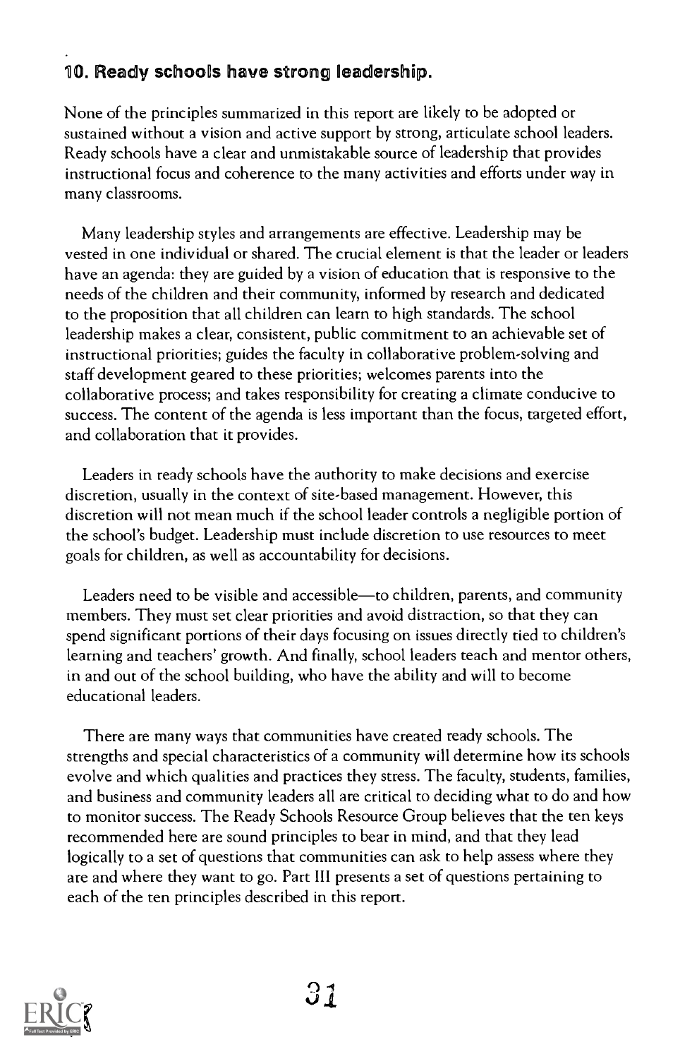### 10. Ready schools have strong leadership.

None of the principles summarized in this report are likely to be adopted or sustained without a vision and active support by strong, articulate school leaders. Ready schools have a clear and unmistakable source of leadership that provides instructional focus and coherence to the many activities and efforts under way in many classrooms.

Many leadership styles and arrangements are effective. Leadership may be vested in one individual or shared. The crucial element is that the leader or leaders have an agenda: they are guided by a vision of education that is responsive to the needs of the children and their community, informed by research and dedicated to the proposition that all children can learn to high standards. The school leadership makes a clear, consistent, public commitment to an achievable set of instructional priorities; guides the faculty in collaborative problem-solving and staff development geared to these priorities; welcomes parents into the collaborative process; and takes responsibility for creating a climate conducive to success. The content of the agenda is less important than the focus, targeted effort, and collaboration that it provides.

Leaders in ready schools have the authority to make decisions and exercise discretion, usually in the context of site-based management. However, this discretion will not mean much if the school leader controls a negligible portion of the school's budget. Leadership must include discretion to use resources to meet goals for children, as well as accountability for decisions.

Leaders need to be visible and accessible—to children, parents, and community members. They must set clear priorities and avoid distraction, so that they can spend significant portions of their days focusing on issues directly tied to children's learning and teachers' growth. And finally, school leaders teach and mentor others, in and out of the school building, who have the ability and will to become educational leaders.

There are many ways that communities have created ready schools. The strengths and special characteristics of a community will determine how its schools evolve and which qualities and practices they stress. The faculty, students, families, and business and community leaders all are critical to deciding what to do and how to monitor success. The Ready Schools Resource Group believes that the ten keys recommended here are sound principles to bear in mind, and that they lead logically to a set of questions that communities can ask to help assess where they are and where they want to go. Part III presents a set of questions pertaining to each of the ten principles described in this report.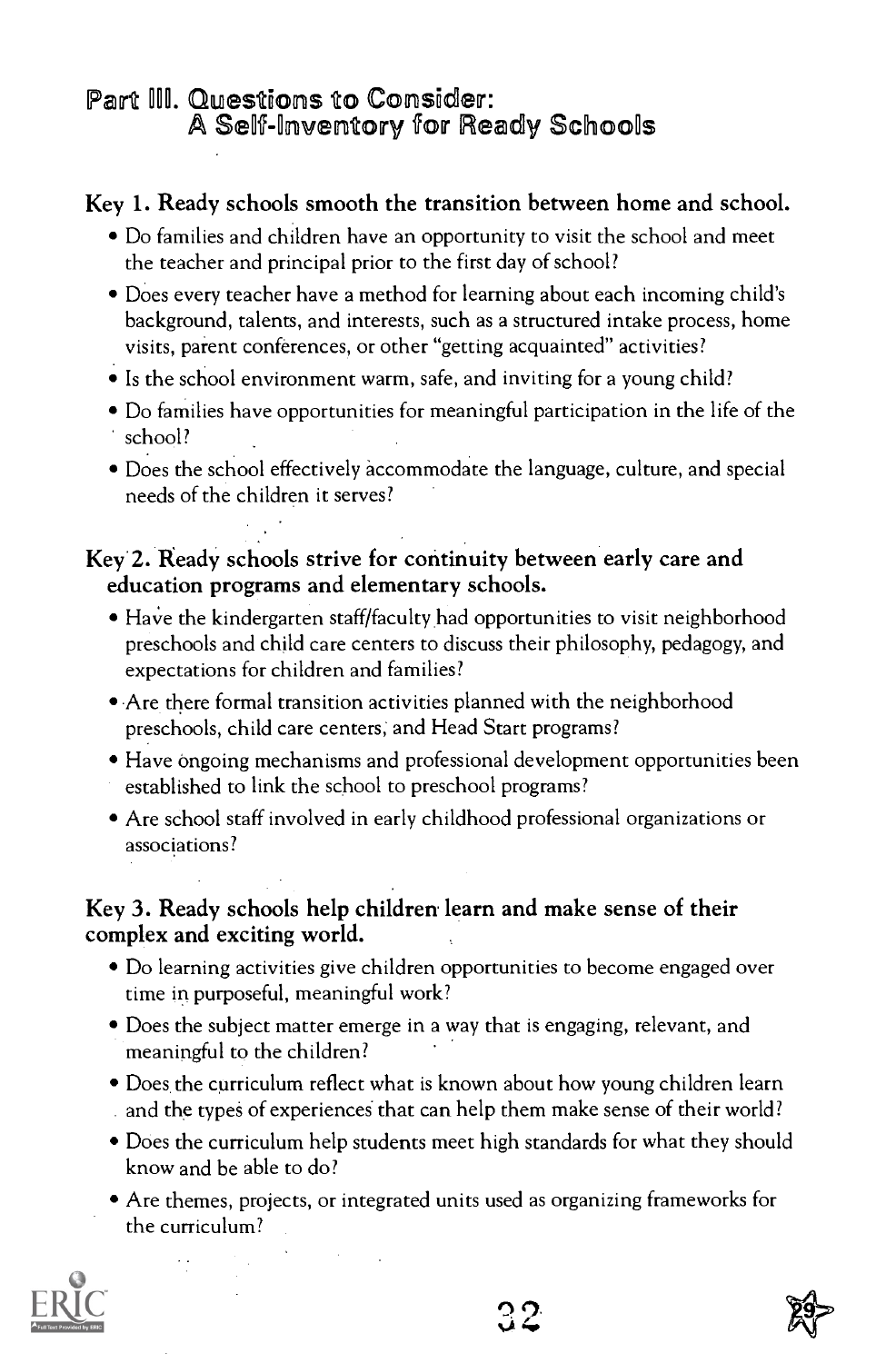## Part III. Questions to Consider: A Self-Inventory for Ready Schools

### Key 1. Ready schools smooth the transition between home and school.

- Do families and children have an opportunity to visit the school and meet the teacher and principal prior to the first day of school?
- Does every teacher have a method for learning about each incoming child's background, talents, and interests, such as a structured intake process, home visits, parent conferences, or other "getting acquainted" activities?
- Is the school environment warm, safe, and inviting for a young child?
- Do families have opportunities for meaningful participation in the life of the school?
- Does the school effectively accommodate the language, culture, and special needs of the children it serves?

### Key 2. Ready schools strive for continuity between early care and education programs and elementary schools.

- Have the kindergarten staff/faculty had opportunities to visit neighborhood preschools and child care centers to discuss their philosophy, pedagogy, and expectations for children and families?
- Are there formal transition activities planned with the neighborhood preschools, child care centers, and Head Start programs?
- Have ongoing mechanisms and professional development opportunities been established to link the school to preschool programs?
- Are school staff involved in early childhood professional organizations or associations?

### Key 3. Ready schools help children learn and make sense of their complex and exciting world.

- Do learning activities give children opportunities to become engaged over time in purposeful, meaningful work?
- Does the subject matter emerge in a way that is engaging, relevant, and meaningful to the children?
- Does the curriculum reflect what is known about how young children learn and the types of experiences that can help them make sense of their world?
- Does the curriculum help students meet high standards for what they should know and be able to do?
- Are themes, projects, or integrated units used as organizing frameworks for the curriculum?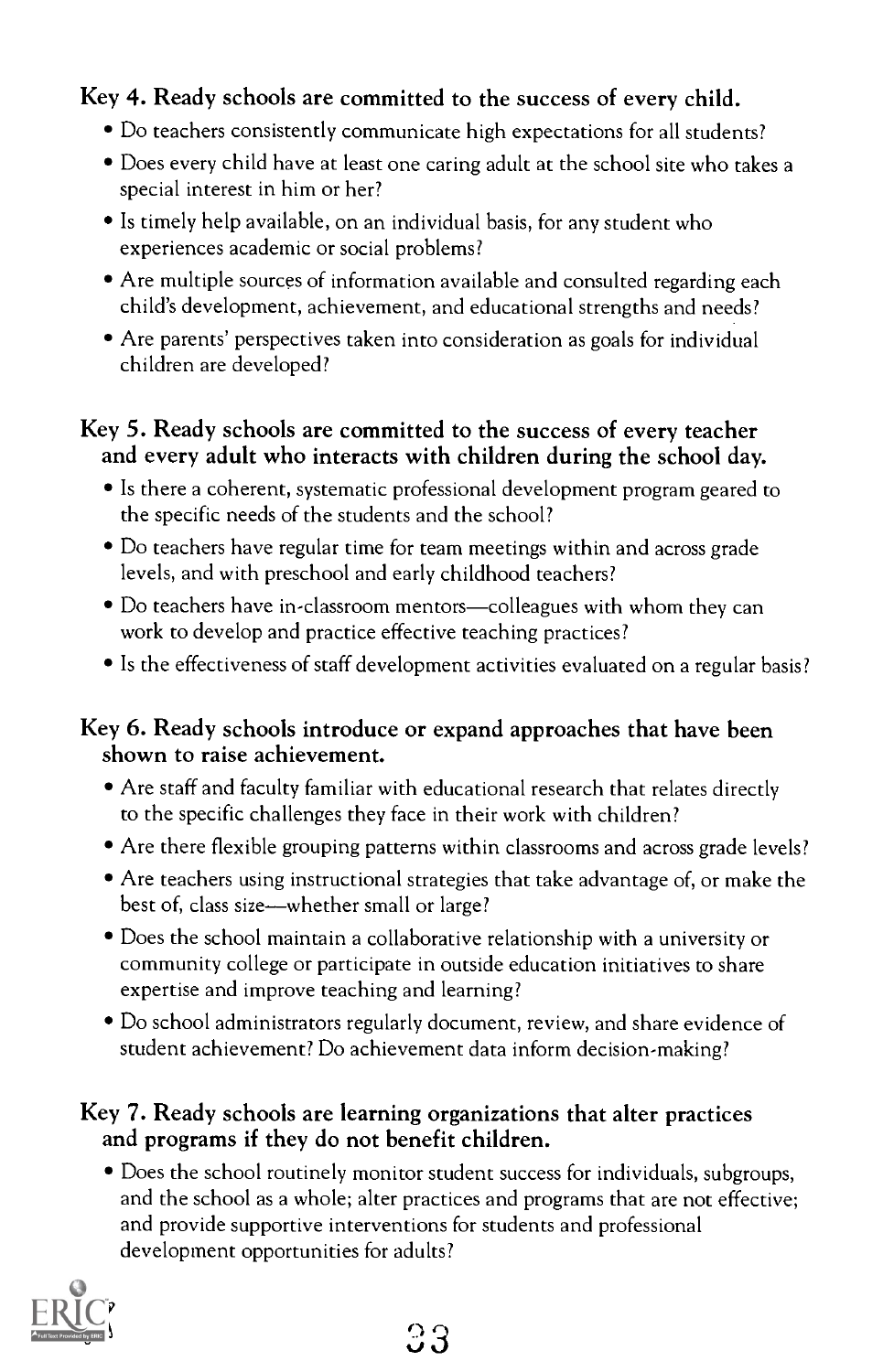### Key 4. Ready schools are committed to the success of every child.

- Do teachers consistently communicate high expectations for all students?
- Does every child have at least one caring adult at the school site who takes a special interest in him or her?
- Is timely help available, on an individual basis, for any student who experiences academic or social problems?
- Are multiple sources of information available and consulted regarding each child's development, achievement, and educational strengths and needs?
- Are parents' perspectives taken into consideration as goals for individual children are developed?

### Key 5. Ready schools are committed to the success of every teacher and every adult who interacts with children during the school day.

- Is there a coherent, systematic professional development program geared to the specific needs of the students and the school?
- Do teachers have regular time for team meetings within and across grade levels, and with preschool and early childhood teachers?
- Do teachers have in-classroom mentors—colleagues with whom they can work to develop and practice effective teaching practices?
- Is the effectiveness of staff development activities evaluated on a regular basis?

### Key 6. Ready schools introduce or expand approaches that have been shown to raise achievement.

- Are staff and faculty familiar with educational research that relates directly to the specific challenges they face in their work with children?
- Are there flexible grouping patterns within classrooms and across grade levels?
- Are teachers using instructional strategies that take advantage of, or make the best of, class size—whether small or large?
- Does the school maintain a collaborative relationship with a university or community college or participate in outside education initiatives to share expertise and improve teaching and learning?
- Do school administrators regularly document, review, and share evidence of student achievement? Do achievement data inform decision-making?

### Key 7. Ready schools are learning organizations that alter practices and programs if they do not benefit children.

- Does the school routinely monitor student success for individuals, subgroups, and the school as a whole; alter practices and programs that are not effective; and provide supportive interventions for students and professional development opportunities for adults?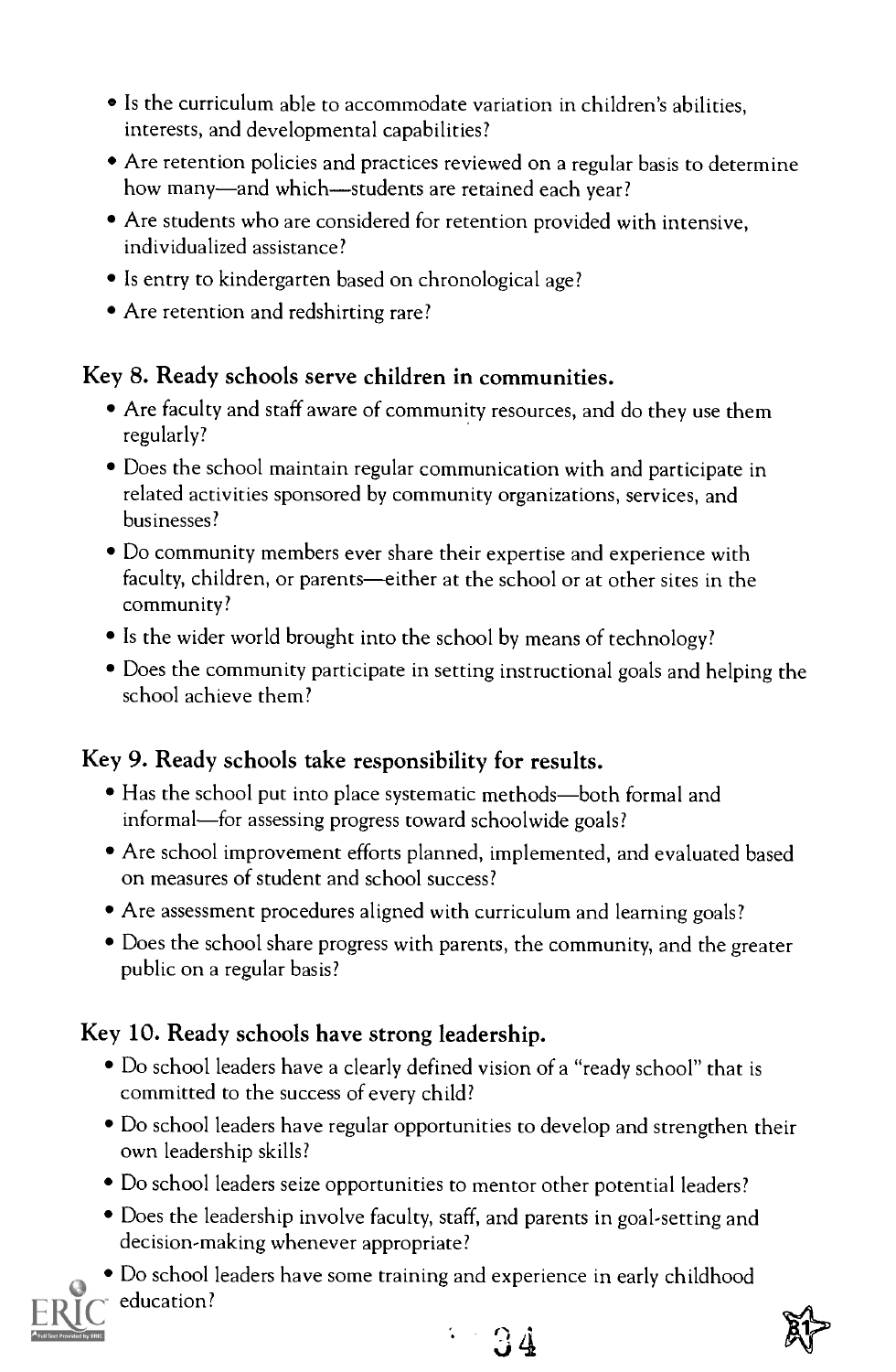- Is the curriculum able to accommodate variation in children's abilities, interests, and developmental capabilities?
- Are retention policies and practices reviewed on a regular basis to determine how many—and which—students are retained each year?
- Are students who are considered for retention provided with intensive, individualized assistance?
- Is entry to kindergarten based on chronological age?
- Are retention and redshirting rare?

### Key 8. Ready schools serve children in communities.

- Are faculty and staff aware of community resources, and do they use them regularly?
- Does the school maintain regular communication with and participate in related activities sponsored by community organizations, services, and businesses?
- Do community members ever share their expertise and experience with faculty, children, or parents—either at the school or at other sites in the community?
- Is the wider world brought into the school by means of technology?
- Does the community participate in setting instructional goals and helping the school achieve them?

### Key 9. Ready schools take responsibility for results.

- Has the school put into place systematic methods—both formal and informal—for assessing progress toward schoolwide goals?
- Are school improvement efforts planned, implemented, and evaluated based on measures of student and school success?
- Are assessment procedures aligned with curriculum and learning goals?
- Does the school share progress with parents, the community, and the greater public on a regular basis?

### Key 10. Ready schools have strong leadership.

- Do school leaders have a clearly defined vision of a "ready school" that is committed to the success of every child?
- Do school leaders have regular opportunities to develop and strengthen their own leadership skills?
- Do school leaders seize opportunities to mentor other potential leaders?
- Does the leadership involve faculty, staff, and parents in goal-setting and decision-making whenever appropriate?
- Do school leaders have some training and experience in early childhood education?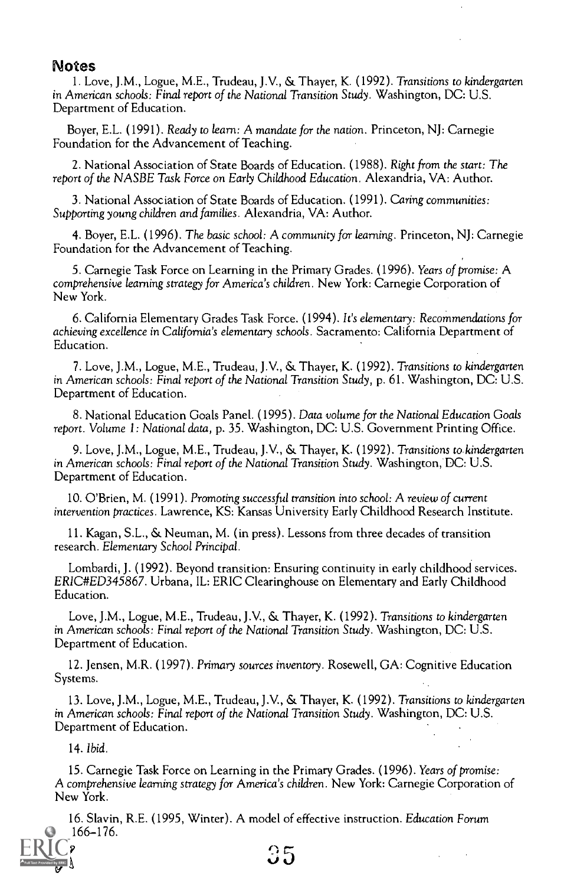## Notes

1. Love, J.M., Logue, M.E., Trudeau, J.V., & Thayer, K. (1992). *Transitions to kindergarten in American schools: Final report of the National Transition Study*. Washington, DC: U.S. Department of Education.

Boyer, E.L. (1991). *Ready to learn: A mandate for the nation*. Princeton, NJ: Carnegie Foundation for the Advancement of Teaching.

2. National Association of State Boards of Education. (1988). *Right from the start: The report of the NASBE Task Force on Early Childhood Education*. Alexandria, VA: Author.

3. National Association of State Boards of Education. (1991). *Caring communities: Supporting young children and families*. Alexandria, VA: Author.

4. Boyer, E.L. (1996). *The basic school: A community for learning*. Princeton, NJ: Carnegie Foundation for the Advancement of Teaching.

5. Carnegie Task Force on Learning in the Primary Grades. (1996). *Years of promise: A comprehensive learning strategy for America's children*. New York: Carnegie Corporation of New York.

6. California Elementary Grades Task Force. (1994). *It's elementary: Recommendations for achieving excellence in California's elementary schools*. Sacramento: California Department of Education.

7. Love, J.M., Logue, M.E., Trudeau, J.V., & Thayer, K. (1992). *Transitions to kindergarten in American schools: Final report of the National Transition Study*, p. 61. Washington, DC: U.S. Department of Education.

8. National Education Goals Panel. (1995). *Data volume for the National Education Goals report. Volume 1: National data*, p. 35. Washington, DC: U.S. Government Printing Office.

9. Love, J.M., Logue, M.E., Trudeau, J.V., & Thayer, K. (1992). *Transitions to kindergarten in American schools: Final report of the National Transition Study*. Washington, DC: U.S. Department of Education.

10. O'Brien, M. (1991). *Promoting successful transition into school: A review of current intervention practices*. Lawrence, KS: Kansas University Early Childhood Research Institute.

11. Kagan, S.L., & Neuman, M. (in press). Lessons from three decades of transition research. *Elementary School Principal*.

Lombardi, J. (1992). Beyond transition: Ensuring continuity in early childhood services. ERIC#ED345867. Urbana, IL: ERIC Clearinghouse on Elementary and Early Childhood Education.

Love, J.M., Logue, M.E., Trudeau, J.V., & Thayer, K. (1992). *Transitions to kindergarten in American schools: Final report of the National Transition Study*. Washington, DC: U.S. Department of Education.

12. Jensen, M.R. (1997). *Primary sources inventory*. Rosewell, GA: Cognitive Education Systems.

13. Love, J.M., Logue, M.E., Trudeau, J.V., & Thayer, K. (1992). *Transitions to kindergarten in American schools: Final report of the National Transition Study*. Washington, DC: U.S. Department of Education.

14. *Ibid.*

15. Carnegie Task Force on Learning in the Primary Grades. (1996). *Years of promise: A comprehensive learning strategy for America's children*. New York: Carnegie Corporation of New York.

16. Slavin, R.E. (1995, Winter). A model of effective instruction. *Education Forum* 166–176.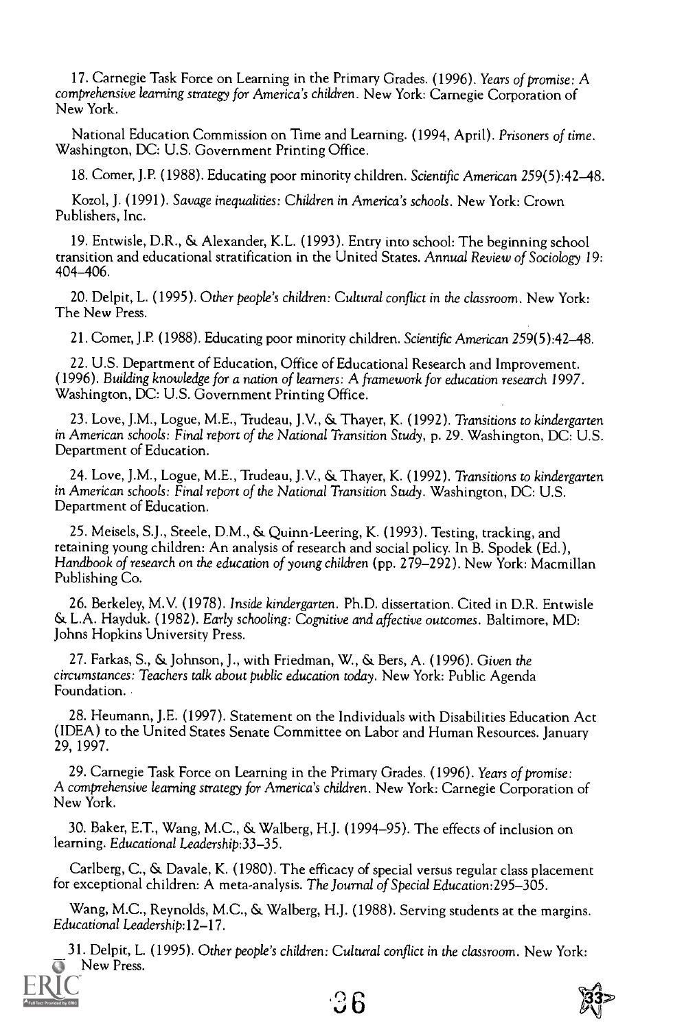17. Carnegie Task Force on Learning in the Primary Grades. (1996). *Years of promise: A comprehensive learning strategy for America's children*. New York: Carnegie Corporation of New York.

National Education Commission on Time and Learning. (1994, April). *Prisoners of time*. Washington, DC: U.S. Government Printing Office.

18. Comer, J.P. (1988). Educating poor minority children. *Scientific American* 259(5):42–48.

Kozol, J. (1991). *Savage inequalities: Children in America's schools*. New York: Crown Publishers, Inc.

19. Entwisle, D.R., & Alexander, K.L. (1993). Entry into school: The beginning school transition and educational stratification in the United States. *Annual Review of Sociology* 19: 404–406.

20. Delpit, L. (1995). *Other people's children: Cultural conflict in the classroom*. New York: The New Press.

21. Comer, J.P. (1988). Educating poor minority children. *Scientific American* 259(5):42–48.

22. U.S. Department of Education, Office of Educational Research and Improvement. (1996). *Building knowledge for a nation of learners: A framework for education research 1997*. Washington, DC: U.S. Government Printing Office.

23. Love, J.M., Logue, M.E., Trudeau, J.V., & Thayer, K. (1992). *Transitions to kindergarten in American schools: Final report of the National Transition Study*, p. 29. Washington, DC: U.S. Department of Education.

24. Love, J.M., Logue, M.E., Trudeau, J.V., & Thayer, K. (1992). *Transitions to kindergarten in American schools: Final report of the National Transition Study*. Washington, DC: U.S. Department of Education.

25. Meisels, S.J., Steele, D.M., & Quinn-Leering, K. (1993). Testing, tracking, and retaining young children: An analysis of research and social policy. In B. Spodek (Ed.), *Handbook of research on the education of young children* (pp. 279–292). New York: Macmillan Publishing Co.

26. Berkeley, M.V. (1978). *Inside kindergarten*. Ph.D. dissertation. Cited in D.R. Entwisle & L.A. Hayduk. (1982). *Early schooling: Cognitive and affective outcomes*. Baltimore, MD: Johns Hopkins University Press.

27. Farkas, S., & Johnson, J., with Friedman, W., & Bers, A. (1996). *Given the circumstances: Teachers talk about public education today*. New York: Public Agenda Foundation.

28. Heumann, J.E. (1997). Statement on the Individuals with Disabilities Education Act (IDEA) to the United States Senate Committee on Labor and Human Resources. January 29, 1997.

29. Carnegie Task Force on Learning in the Primary Grades. (1996). *Years of promise: A comprehensive learning strategy for America's children*. New York: Carnegie Corporation of New York.

30. Baker, E.T., Wang, M.C., & Walberg, H.J. (1994–95). The effects of inclusion on learning. *Educational Leadership*:33–35.

Carlberg, C., & Davale, K. (1980). The efficacy of special versus regular class placement for exceptional children: A meta-analysis. *The Journal of Special Education*:295–305.

Wang, M.C., Reynolds, M.C., & Walberg, H.J. (1988). Serving students at the margins. *Educational Leadership*:12–17.

31. Delpit, L. (1995). *Other people's children: Cultural conflict in the classroom*. New York: New Press.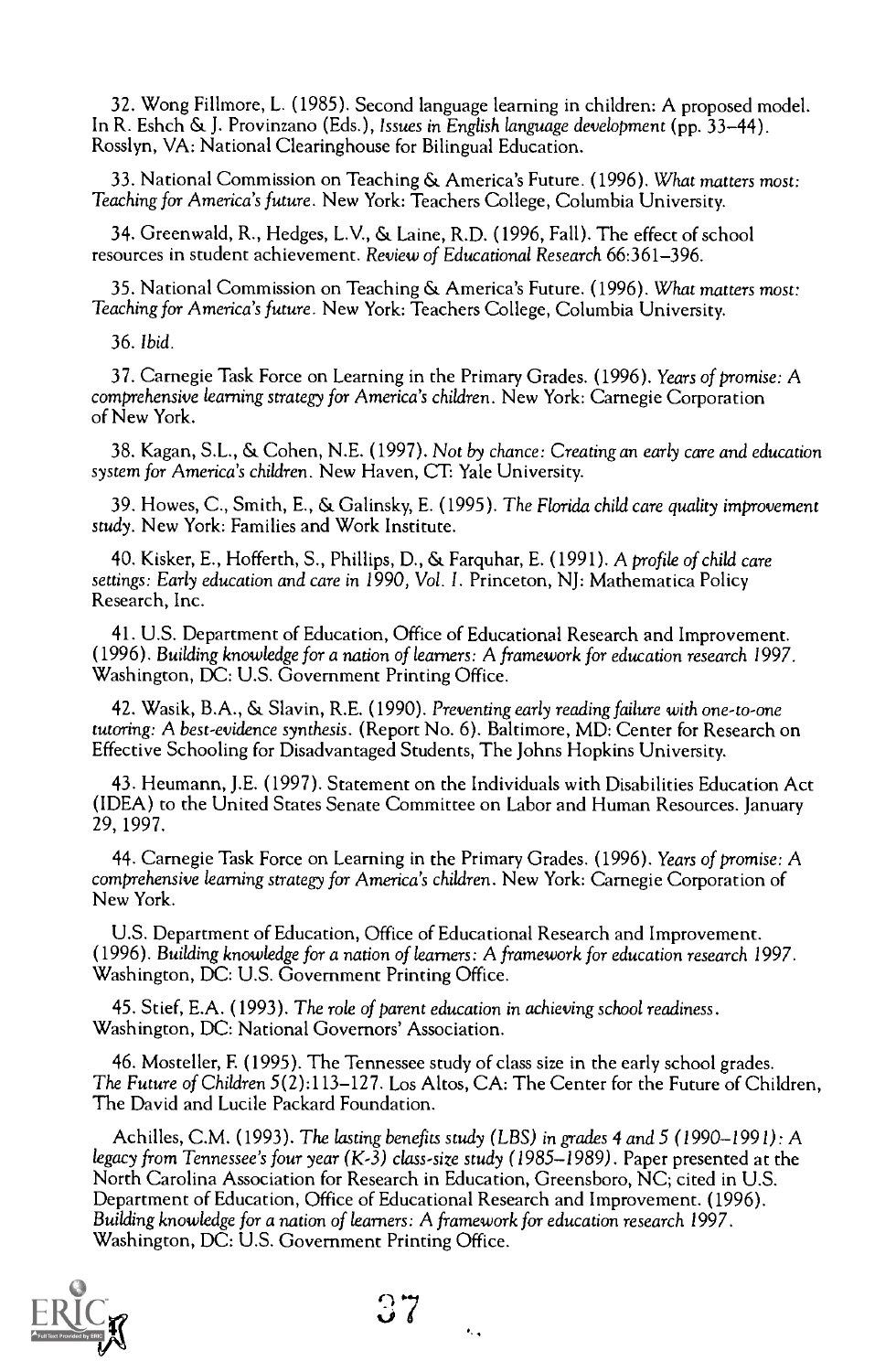32. Wong Fillmore, L. (1985). Second language learning in children: A proposed model. In R. Eshch & J. Provinzano (Eds.), *Issues in English language development* (pp. 33–44). Rosslyn, VA: National Clearinghouse for Bilingual Education.

33. National Commission on Teaching & America's Future. (1996). *What matters most: Teaching for America's future*. New York: Teachers College, Columbia University.

34. Greenwald, R., Hedges, L.V., & Laine, R.D. (1996, Fall). The effect of school resources in student achievement. *Review of Educational Research* 66:361–396.

35. National Commission on Teaching & America's Future. (1996). *What matters most: Teaching for America's future*. New York: Teachers College, Columbia University.

36. *Ibid.*

37. Carnegie Task Force on Learning in the Primary Grades. (1996). *Years of promise: A comprehensive learning strategy for America's children*. New York: Carnegie Corporation of New York.

38. Kagan, S.L., & Cohen, N.E. (1997). *Not by chance: Creating an early care and education system for America's children*. New Haven, CT: Yale University.

39. Howes, C., Smith, E., & Galinsky, E. (1995). *The Florida child care quality improvement study*. New York: Families and Work Institute.

40. Kisker, E., Hofferth, S., Phillips, D., & Farquhar, E. (1991). *A profile of child care settings: Early education and care in 1990, Vol. I*. Princeton, NJ: Mathematica Policy Research, Inc.

41. U.S. Department of Education, Office of Educational Research and Improvement. (1996). *Building knowledge for a nation of learners: A framework for education research 1997*. Washington, DC: U.S. Government Printing Office.

42. Wasik, B.A., & Slavin, R.E. (1990). *Preventing early reading failure with one-to-one tutoring: A best-evidence synthesis*. (Report No. 6). Baltimore, MD: Center for Research on Effective Schooling for Disadvantaged Students, The Johns Hopkins University.

43. Heumann, J.E. (1997). Statement on the Individuals with Disabilities Education Act (IDEA) to the United States Senate Committee on Labor and Human Resources. January 29, 1997.

44. Carnegie Task Force on Learning in the Primary Grades. (1996). *Years of promise: A comprehensive learning strategy for America's children*. New York: Carnegie Corporation of New York.

U.S. Department of Education, Office of Educational Research and Improvement. (1996). *Building knowledge for a nation of learners: A framework for education research 1997*. Washington, DC: U.S. Government Printing Office.

45. Stief, E.A. (1993). *The role of parent education in achieving school readiness*. Washington, DC: National Governors' Association.

46. Mosteller, F. (1995). The Tennessee study of class size in the early school grades. *The Future of Children* 5(2):113–127. Los Altos, CA: The Center for the Future of Children, The David and Lucile Packard Foundation.

Achilles, C.M. (1993). *The lasting benefits study (LBS) in grades 4 and 5 (1990–1991): A legacy from Tennessee's four year (K-3) class-size study (1985–1989)*. Paper presented at the North Carolina Association for Research in Education, Greensboro, NC; cited in U.S. Department of Education, Office of Educational Research and Improvement. (1996). *Building knowledge for a nation of learners: A framework for education research 1997*. Washington, DC: U.S. Government Printing Office.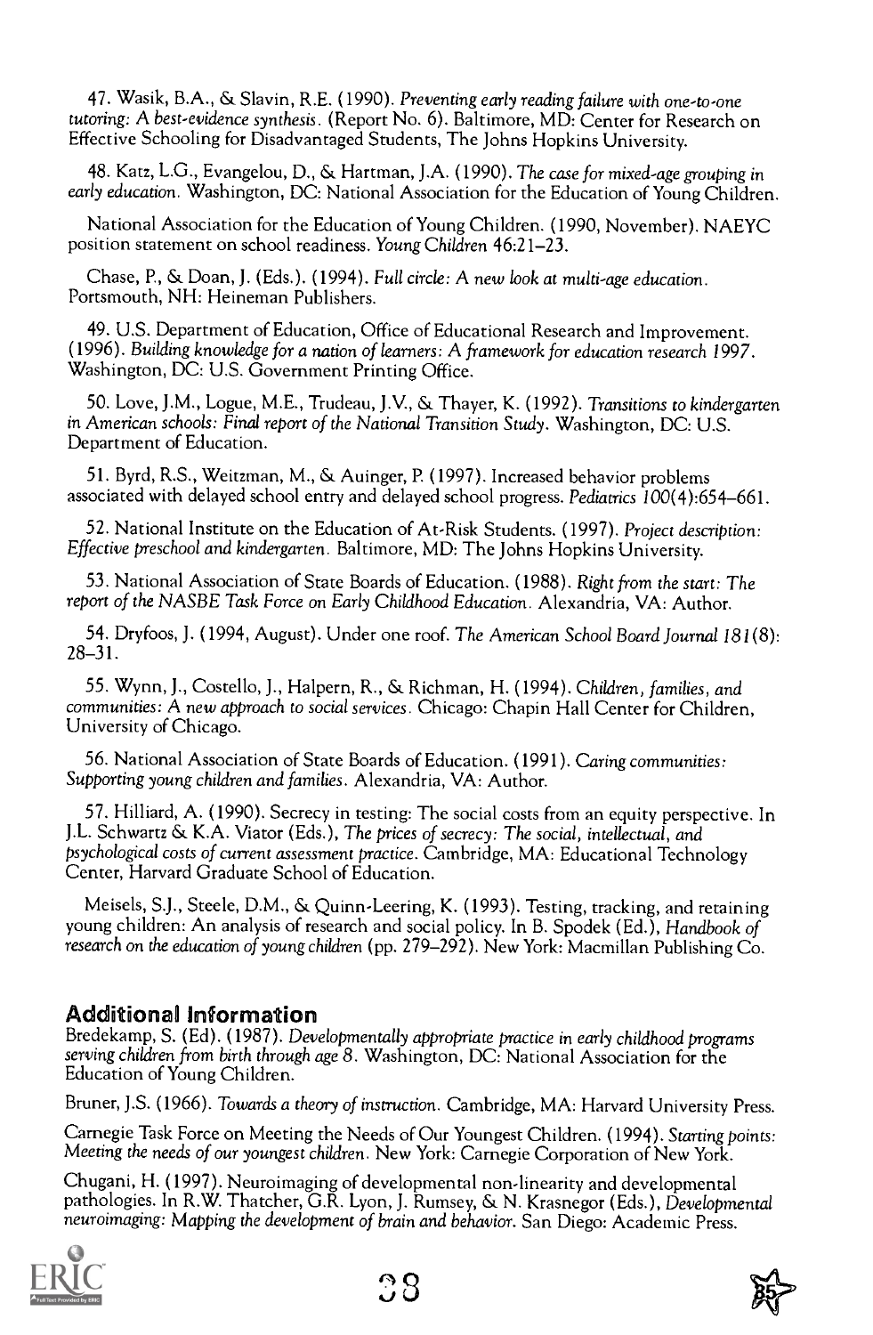47. Wasik, B.A., & Slavin, R.E. (1990). *Preventing early reading failure with one-to-one tutoring: A best-evidence synthesis*. (Report No. 6). Baltimore, MD: Center for Research on Effective Schooling for Disadvantaged Students, The Johns Hopkins University.

48. Katz, L.G., Evangelou, D., & Hartman, J.A. (1990). *The case for mixed-age grouping in early education*. Washington, DC: National Association for the Education of Young Children.

National Association for the Education of Young Children. (1990, November). NAEYC position statement on school readiness. *Young Children* 46:21–23.

Chase, P., & Doan, J. (Eds.). (1994). *Full circle: A new look at multi-age education*. Portsmouth, NH: Heineman Publishers.

49. U.S. Department of Education, Office of Educational Research and Improvement. (1996). *Building knowledge for a nation of learners: A framework for education research 1997*. Washington, DC: U.S. Government Printing Office.

50. Love, J.M., Logue, M.E., Trudeau, J.V., & Thayer, K. (1992). *Transitions to kindergarten in American schools: Final report of the National Transition Study*. Washington, DC: U.S. Department of Education.

51. Byrd, R.S., Weitzman, M., & Auinger, P. (1997). Increased behavior problems associated with delayed school entry and delayed school progress. *Pediatrics* 100(4):654–661.

52. National Institute on the Education of At-Risk Students. (1997). *Project description: Effective preschool and kindergarten*. Baltimore, MD: The Johns Hopkins University.

53. National Association of State Boards of Education. (1988). *Right from the start: The report of the NASBE Task Force on Early Childhood Education*. Alexandria, VA: Author.

54. Dryfoos, J. (1994, August). Under one roof. *The American School Board Journal* 181(8): 28–31.

55. Wynn, J., Costello, J., Halpern, R., & Richman, H. (1994). *Children, families, and communities: A new approach to social services*. Chicago: Chapin Hall Center for Children, University of Chicago.

56. National Association of State Boards of Education. (1991). *Caring communities: Supporting young children and families*. Alexandria, VA: Author.

57. Hilliard, A. (1990). Secrecy in testing: The social costs from an equity perspective. In J.L. Schwartz & K.A. Viator (Eds.), *The prices of secrecy: The social, intellectual, and psychological costs of current assessment practice*. Cambridge, MA: Educational Technology Center, Harvard Graduate School of Education.

Meisels, S.J., Steele, D.M., & Quinn-Leering, K. (1993). Testing, tracking, and retaining young children: An analysis of research and social policy. In B. Spodek (Ed.), *Handbook of research on the education of young children* (pp. 279–292). New York: Macmillan Publishing Co.

## Additional Information

Bredekamp, S. (Ed). (1987). *Developmentally appropriate practice in early childhood programs serving children from birth through age 8*. Washington, DC: National Association for the Education of Young Children.

Bruner, J.S. (1966). *Towards a theory of instruction*. Cambridge, MA: Harvard University Press.

Carnegie Task Force on Meeting the Needs of Our Youngest Children. (1994). *Starting points: Meeting the needs of our youngest children*. New York: Carnegie Corporation of New York.

Chugani, H. (1997). Neuroimaging of developmental non-linearity and developmental pathologies. In R.W. Thatcher, G.R. Lyon, J. Rumsey, & N. Krasnegor (Eds.), *Developmental neuroimaging: Mapping the development of brain and behavior*. San Diego: Academic Press.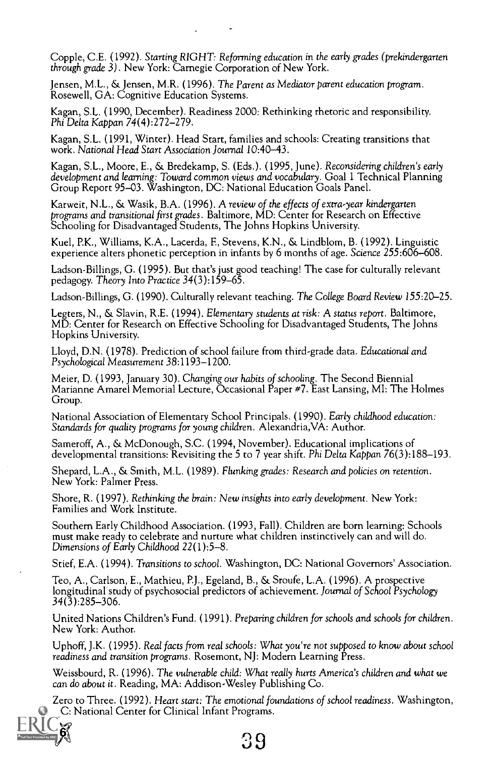Copple, C.E. (1992). *Starting RIGHT: Reforming education in the early grades (prekindergarten through grade 3)*. New York: Carnegie Corporation of New York.

Jensen, M.L., & Jensen, M.R. (1996). *The Parent as Mediator parent education program*. Rosewell, GA: Cognitive Education Systems.

Kagan, S.L. (1990, December). Readiness 2000: Rethinking rhetoric and responsibility. *Phi Delta Kappan* 74(4):272–279.

Kagan, S.L. (1991, Winter). Head Start, families and schools: Creating transitions that work. *National Head Start Association Journal* 10:40–43.

Kagan, S.L., Moore, E., & Bredekamp, S. (Eds.). (1995, June). *Reconsidering children's early development and learning: Toward common views and vocabulary*. Goal 1 Technical Planning Group Report 95–03. Washington, DC: National Education Goals Panel.

Karweit, N.L., & Wasik, B.A. (1996). *A review of the effects of extra-year kindergarten programs and transitional first grades*. Baltimore, MD: Center for Research on Effective Schooling for Disadvantaged Students, The Johns Hopkins University.

Kuel, P.K., Williams, K.A., Lacerda, F., Stevens, K.N., & Lindblom, B. (1992). Linguistic experience alters phonetic perception in infants by 6 months of age. *Science* 255:606–608.

Ladson-Billings, G. (1995). But that's just good teaching! The case for culturally relevant pedagogy. *Theory Into Practice* 34(3):159–65.

Ladson-Billings, G. (1990). Culturally relevant teaching. *The College Board Review* 155:20–25.

Legters, N., & Slavin, R.E. (1994). *Elementary students at risk: A status report*. Baltimore, MD: Center for Research on Effective Schooling for Disadvantaged Students, The Johns Hopkins University.

Lloyd, D.N. (1978). Prediction of school failure from third-grade data. *Educational and Psychological Measurement* 38:1193–1200.

Meier, D. (1993, January 30). *Changing our habits of schooling*. The Second Biennial Marianne Amarel Memorial Lecture, Occasional Paper #7. East Lansing, MI: The Holmes Group.

National Association of Elementary School Principals. (1990). *Early childhood education: Standards for quality programs for young children*. Alexandria, VA: Author.

Sameroff, A., & McDonough, S.C. (1994, November). Educational implications of developmental transitions: Revisiting the 5 to 7 year shift. *Phi Delta Kappan* 76(3):188–193.

Shepard, L.A., & Smith, M.L. (1989). *Flunking grades: Research and policies on retention*. New York: Palmer Press.

Shore, R. (1997). *Rethinking the brain: New insights into early development*. New York: Families and Work Institute.

Southern Early Childhood Association. (1993, Fall). Children are born learning: Schools must make ready to celebrate and nurture what children instinctively can and will do. *Dimensions of Early Childhood* 22(1):5–8.

Stief, E.A. (1994). *Transitions to school*. Washington, DC: National Governors' Association.

Teo, A., Carlson, E., Mathieu, P.J., Egeland, B., & Sroufe, L.A. (1996). A prospective longitudinal study of psychosocial predictors of achievement. *Journal of School Psychology* 34(3):285–306.

United Nations Children's Fund. (1991). *Preparing children for schools and schools for children*. New York: Author.

Uphoff, J.K. (1995). *Real facts from real schools: What you're not supposed to know about school readiness and transition programs*. Rosemont, NJ: Modern Learning Press.

Weissbourd, R. (1996). *The vulnerable child: What really hurts America's children and what we can do about it*. Reading, MA: Addison-Wesley Publishing Co.

Zero to Three. (1992). *Heart start: The emotional foundations of school readiness*. Washington, DC: National Center for Clinical Infant Programs.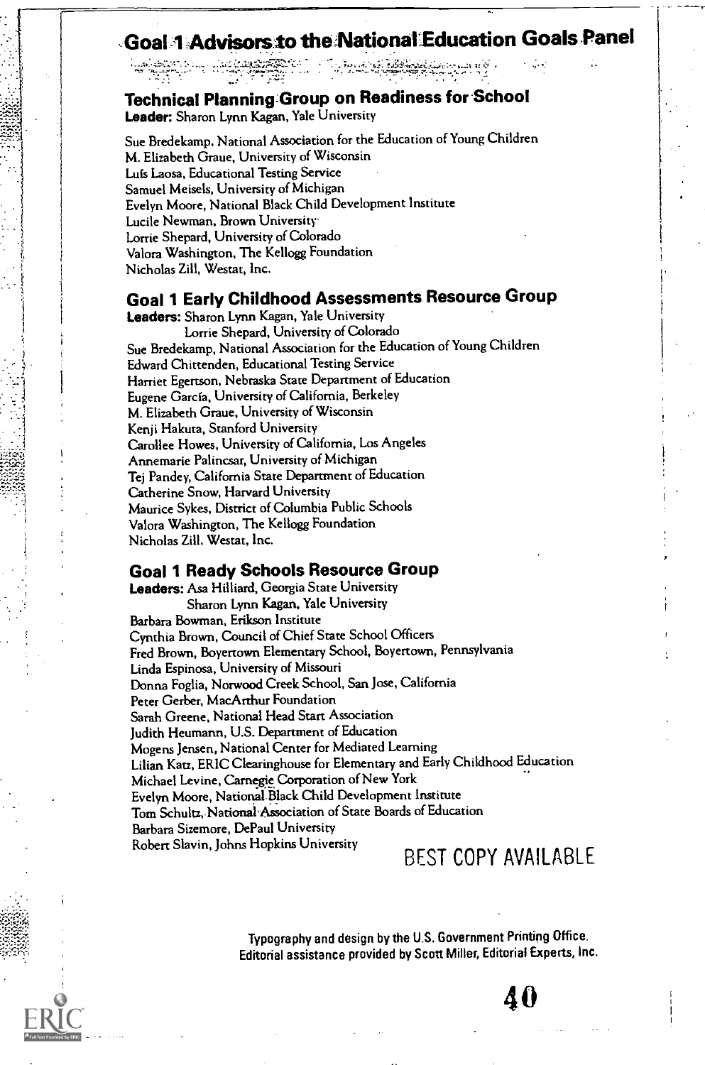# Goal 1 Advisors to the National Education Goals Panel

## Technical Planning Group on Readiness for School

**Leader:** Sharon Lynn Kagan, Yale University

Sue Bredekamp, National Association for the Education of Young Children
M. Elizabeth Graue, University of Wisconsin
Luís Laosa, Educational Testing Service
Samuel Meisels, University of Michigan
Evelyn Moore, National Black Child Development Institute
Lucile Newman, Brown University
Lorrie Shepard, University of Colorado
Valora Washington, The Kellogg Foundation
Nicholas Zill, Westat, Inc.

## Goal 1 Early Childhood Assessments Resource Group

**Leaders:** Sharon Lynn Kagan, Yale University
Lorrie Shepard, University of Colorado

Sue Bredekamp, National Association for the Education of Young Children
Edward Chittenden, Educational Testing Service
Harriet Egertson, Nebraska State Department of Education
Eugene García, University of California, Berkeley
M. Elizabeth Graue, University of Wisconsin
Kenji Hakuta, Stanford University
Carollee Howes, University of California, Los Angeles
Annemarie Palincsar, University of Michigan
Tej Pandey, California State Department of Education
Catherine Snow, Harvard University
Maurice Sykes, District of Columbia Public Schools
Valora Washington, The Kellogg Foundation
Nicholas Zill, Westat, Inc.

## Goal 1 Ready Schools Resource Group

**Leaders:** Asa Hilliard, Georgia State University
Sharon Lynn Kagan, Yale University

Barbara Bowman, Erikson Institute
Cynthia Brown, Council of Chief State School Officers
Fred Brown, Boyertown Elementary School, Boyertown, Pennsylvania
Linda Espinosa, University of Missouri
Donna Foglia, Norwood Creek School, San Jose, California
Peter Gerber, MacArthur Foundation
Sarah Greene, National Head Start Association
Judith Heumann, U.S. Department of Education
Mogens Jensen, National Center for Mediated Learning
Lilian Katz, ERIC Clearinghouse for Elementary and Early Childhood Education
Michael Levine, Carnegie Corporation of New York
Evelyn Moore, National Black Child Development Institute
Tom Schultz, National Association of State Boards of Education
Barbara Sizemore, DePaul University
Robert Slavin, Johns Hopkins University

BEST COPY AVAILABLE

Typography and design by the U.S. Government Printing Office.
Editorial assistance provided by Scott Miller, Editorial Experts, Inc.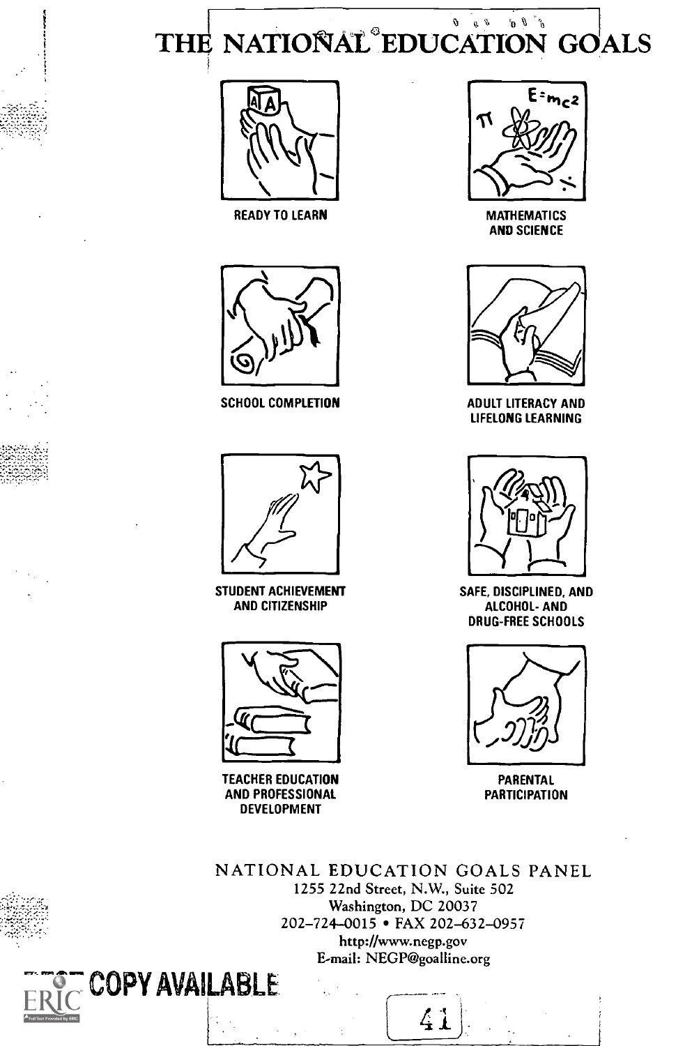# THE NATIONAL EDUCATION GOALS

READY TO LEARN

MATHEMATICS AND SCIENCE

SCHOOL COMPLETION

ADULT LITERACY AND LIFELONG LEARNING

STUDENT ACHIEVEMENT AND CITIZENSHIP

SAFE, DISCIPLINED, AND ALCOHOL- AND DRUG-FREE SCHOOLS

TEACHER EDUCATION AND PROFESSIONAL DEVELOPMENT

PARENTAL PARTICIPATION

NATIONAL EDUCATION GOALS PANEL
1255 22nd Street, N.W., Suite 502
Washington, DC 20037
202–724–0015 • FAX 202–632–0957
http://www.negp.gov
E-mail: NEGP@goalline.org

BEST COPY AVAILABLE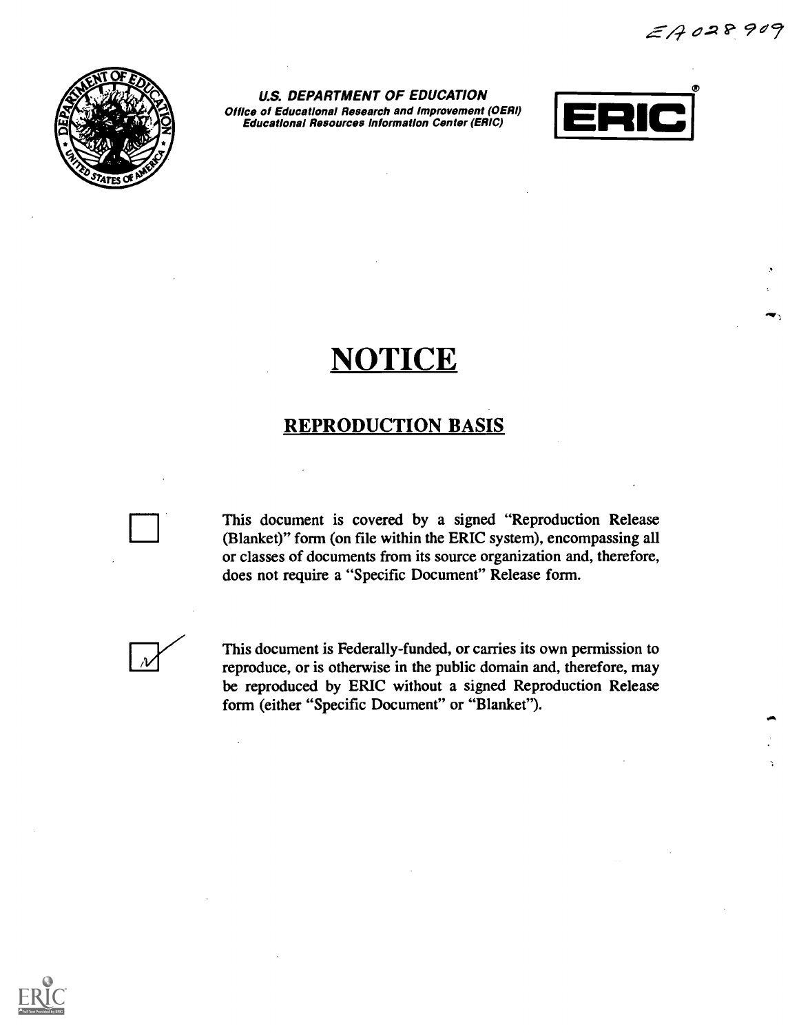EA 028 909

***U.S. DEPARTMENT OF EDUCATION***
***Office of Educational Research and Improvement (OERI)***
***Educational Resources Information Center (ERIC)***

ERIC

# NOTICE

## REPRODUCTION BASIS

☐ This document is covered by a signed "Reproduction Release (Blanket)" form (on file within the ERIC system), encompassing all or classes of documents from its source organization and, therefore, does not require a "Specific Document" Release form.

☑ This document is Federally-funded, or carries its own permission to reproduce, or is otherwise in the public domain and, therefore, may be reproduced by ERIC without a signed Reproduction Release form (either "Specific Document" or "Blanket").